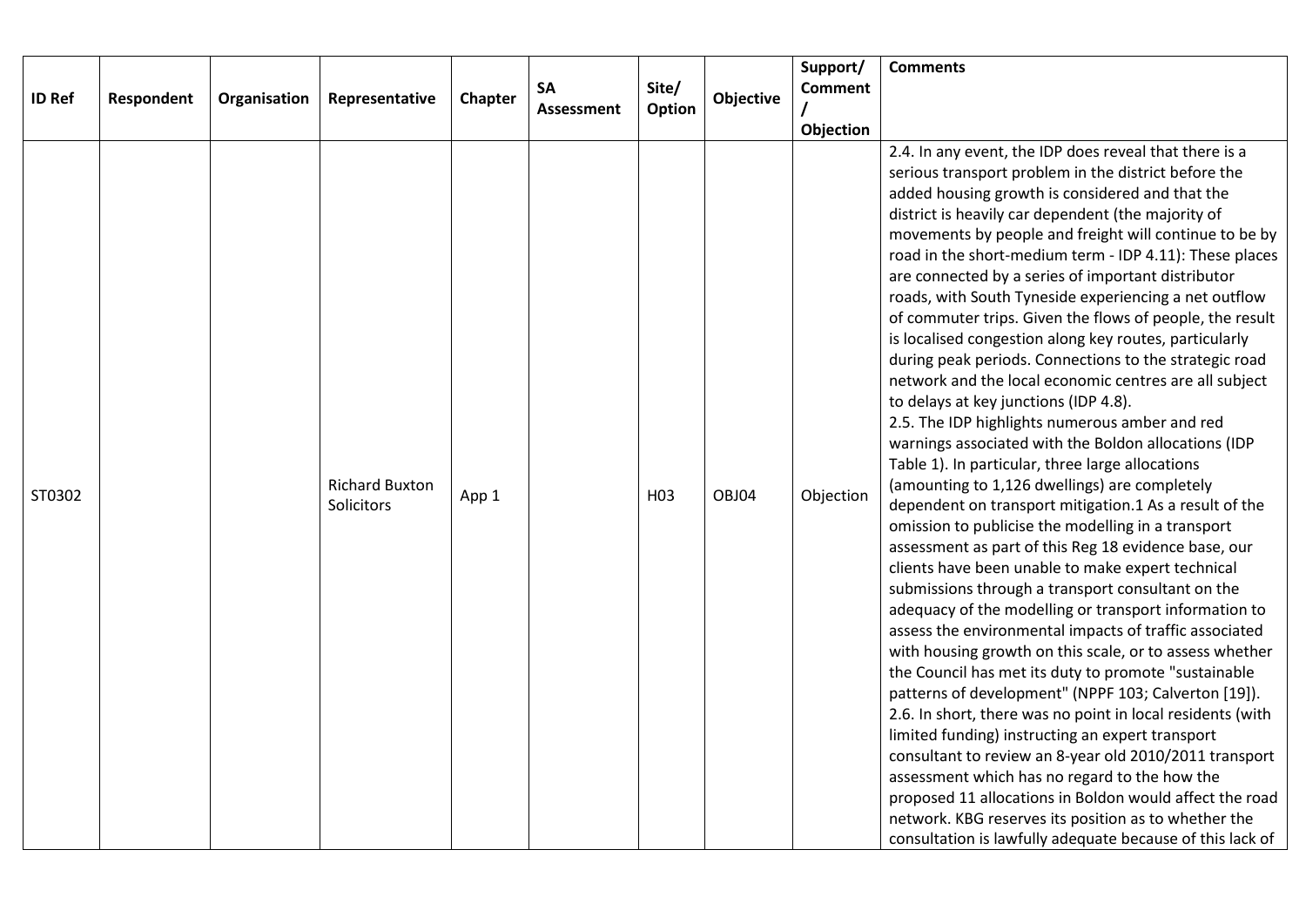| ID Ref | Respondent | Organisation | Representative | Chapter | SA Assessment | Site/ Option | Objective | Support/ Comment / Objection | Comments |
|---|---|---|---|---|---|---|---|---|---|
| ST0302 | | | Richard Buxton Solicitors | App 1 | | H03 | OBJ04 | Objection | 2.4. In any event, the IDP does reveal that there is a serious transport problem in the district before the added housing growth is considered and that the district is heavily car dependent (the majority of movements by people and freight will continue to be by road in the short-medium term - IDP 4.11): These places are connected by a series of important distributor roads, with South Tyneside experiencing a net outflow of commuter trips. Given the flows of people, the result is localised congestion along key routes, particularly during peak periods. Connections to the strategic road network and the local economic centres are all subject to delays at key junctions (IDP 4.8).<br>2.5. The IDP highlights numerous amber and red warnings associated with the Boldon allocations (IDP Table 1). In particular, three large allocations (amounting to 1,126 dwellings) are completely dependent on transport mitigation.1 As a result of the omission to publicise the modelling in a transport assessment as part of this Reg 18 evidence base, our clients have been unable to make expert technical submissions through a transport consultant on the adequacy of the modelling or transport information to assess the environmental impacts of traffic associated with housing growth on this scale, or to assess whether the Council has met its duty to promote "sustainable patterns of development" (NPPF 103; Calverton [19]).<br>2.6. In short, there was no point in local residents (with limited funding) instructing an expert transport consultant to review an 8-year old 2010/2011 transport assessment which has no regard to the how the proposed 11 allocations in Boldon would affect the road network. KBG reserves its position as to whether the consultation is lawfully adequate because of this lack of |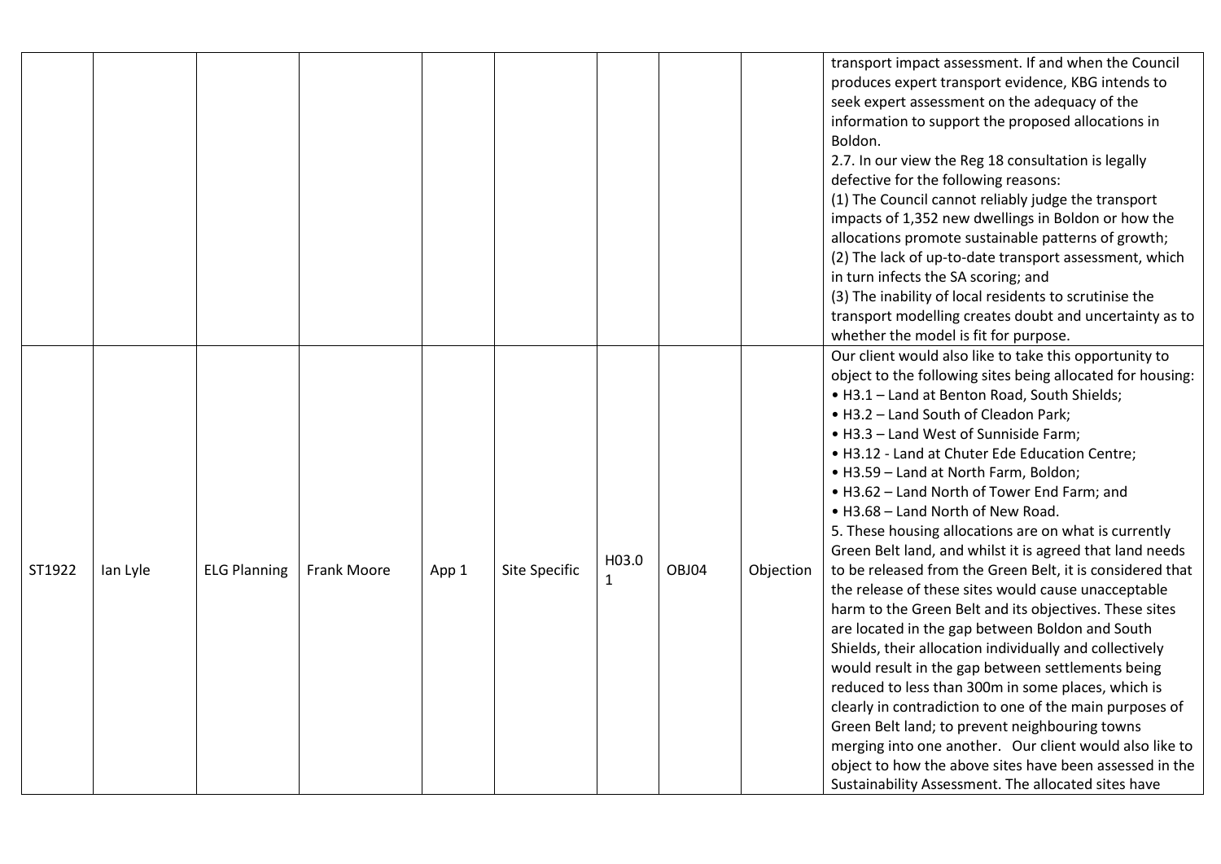| | | | | | | | | | |
|---|---|---|---|---|---|---|---|---|---|
| | | | | | | | | | transport impact assessment. If and when the Council produces expert transport evidence, KBG intends to seek expert assessment on the adequacy of the information to support the proposed allocations in Boldon.<br>2.7. In our view the Reg 18 consultation is legally defective for the following reasons:<br>(1) The Council cannot reliably judge the transport impacts of 1,352 new dwellings in Boldon or how the allocations promote sustainable patterns of growth;<br>(2) The lack of up-to-date transport assessment, which in turn infects the SA scoring; and<br>(3) The inability of local residents to scrutinise the transport modelling creates doubt and uncertainty as to whether the model is fit for purpose. |
| ST1922 | Ian Lyle | ELG Planning | Frank Moore | App 1 | Site Specific | H03.01 | OBJ04 | Objection | Our client would also like to take this opportunity to object to the following sites being allocated for housing:<br>• H3.1 – Land at Benton Road, South Shields;<br>• H3.2 – Land South of Cleadon Park;<br>• H3.3 – Land West of Sunniside Farm;<br>• H3.12 - Land at Chuter Ede Education Centre;<br>• H3.59 – Land at North Farm, Boldon;<br>• H3.62 – Land North of Tower End Farm; and<br>• H3.68 – Land North of New Road.<br>5. These housing allocations are on what is currently Green Belt land, and whilst it is agreed that land needs to be released from the Green Belt, it is considered that the release of these sites would cause unacceptable harm to the Green Belt and its objectives. These sites are located in the gap between Boldon and South Shields, their allocation individually and collectively would result in the gap between settlements being reduced to less than 300m in some places, which is clearly in contradiction to one of the main purposes of Green Belt land; to prevent neighbouring towns merging into one another. Our client would also like to object to how the above sites have been assessed in the Sustainability Assessment. The allocated sites have |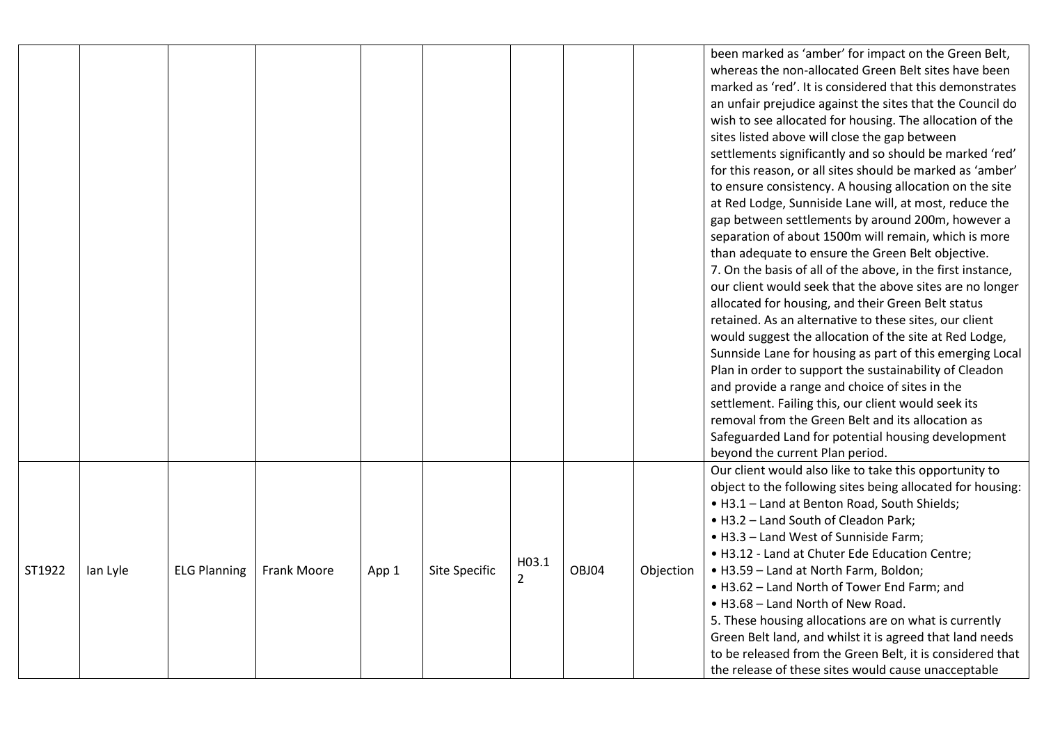| | | | | | | | | | |
|---|---|---|---|---|---|---|---|---|---|
| | | | | | | | | | been marked as 'amber' for impact on the Green Belt, whereas the non-allocated Green Belt sites have been marked as 'red'. It is considered that this demonstrates an unfair prejudice against the sites that the Council do wish to see allocated for housing. The allocation of the sites listed above will close the gap between settlements significantly and so should be marked 'red' for this reason, or all sites should be marked as 'amber' to ensure consistency. A housing allocation on the site at Red Lodge, Sunniside Lane will, at most, reduce the gap between settlements by around 200m, however a separation of about 1500m will remain, which is more than adequate to ensure the Green Belt objective.<br>7. On the basis of all of the above, in the first instance, our client would seek that the above sites are no longer allocated for housing, and their Green Belt status retained. As an alternative to these sites, our client would suggest the allocation of the site at Red Lodge, Sunnside Lane for housing as part of this emerging Local Plan in order to support the sustainability of Cleadon and provide a range and choice of sites in the settlement. Failing this, our client would seek its removal from the Green Belt and its allocation as Safeguarded Land for potential housing development beyond the current Plan period. |
| ST1922 | Ian Lyle | ELG Planning | Frank Moore | App 1 | Site Specific | H03.12 | OBJ04 | Objection | Our client would also like to take this opportunity to object to the following sites being allocated for housing:<br>• H3.1 – Land at Benton Road, South Shields;<br>• H3.2 – Land South of Cleadon Park;<br>• H3.3 – Land West of Sunniside Farm;<br>• H3.12 - Land at Chuter Ede Education Centre;<br>• H3.59 – Land at North Farm, Boldon;<br>• H3.62 – Land North of Tower End Farm; and<br>• H3.68 – Land North of New Road.<br>5. These housing allocations are on what is currently Green Belt land, and whilst it is agreed that land needs to be released from the Green Belt, it is considered that the release of these sites would cause unacceptable |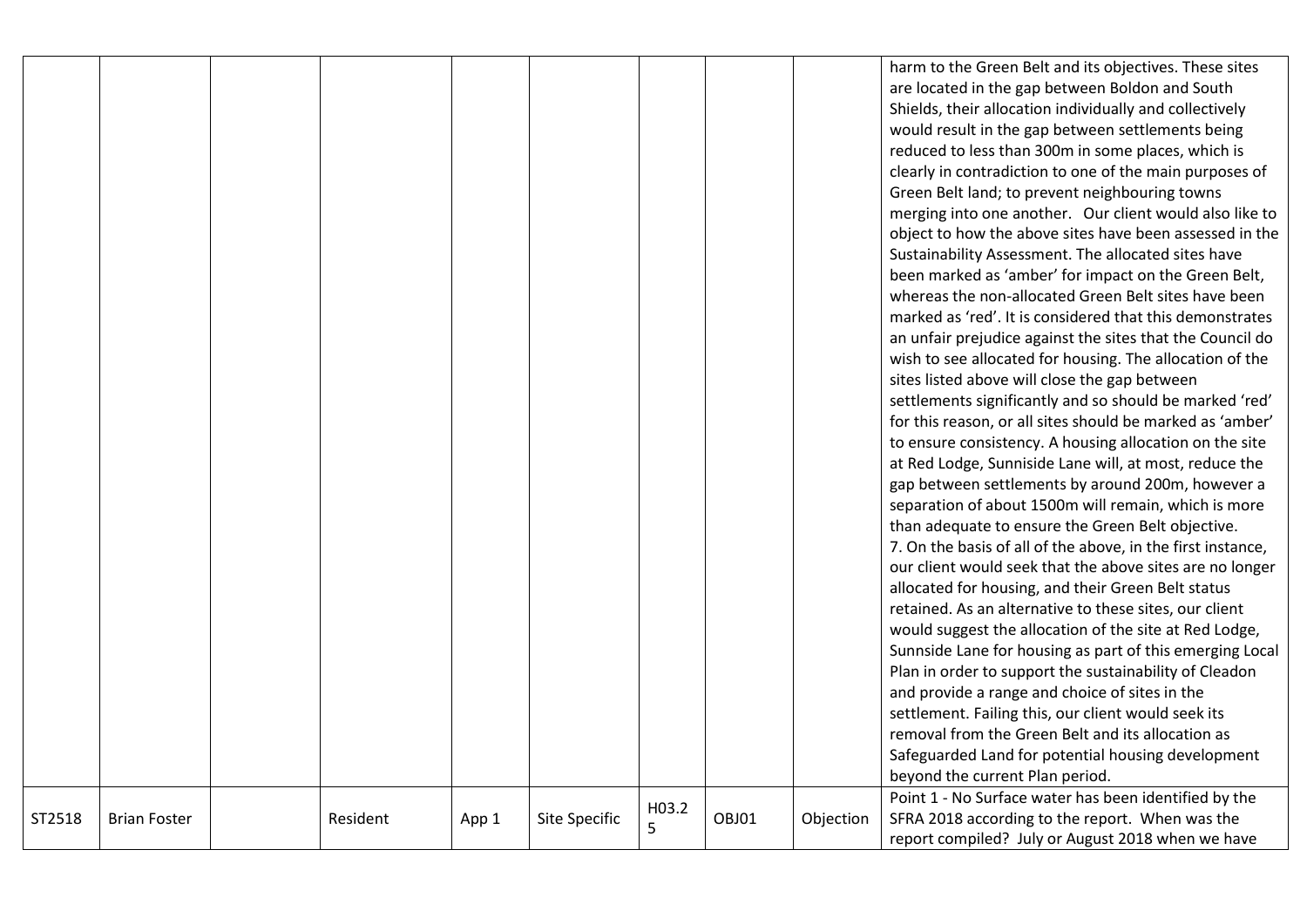| | | | | | | | | | |
|---|---|---|---|---|---|---|---|---|---|
| | | | | | | | | | harm to the Green Belt and its objectives. These sites are located in the gap between Boldon and South Shields, their allocation individually and collectively would result in the gap between settlements being reduced to less than 300m in some places, which is clearly in contradiction to one of the main purposes of Green Belt land; to prevent neighbouring towns merging into one another. Our client would also like to object to how the above sites have been assessed in the Sustainability Assessment. The allocated sites have been marked as 'amber' for impact on the Green Belt, whereas the non-allocated Green Belt sites have been marked as 'red'. It is considered that this demonstrates an unfair prejudice against the sites that the Council do wish to see allocated for housing. The allocation of the sites listed above will close the gap between settlements significantly and so should be marked 'red' for this reason, or all sites should be marked as 'amber' to ensure consistency. A housing allocation on the site at Red Lodge, Sunniside Lane will, at most, reduce the gap between settlements by around 200m, however a separation of about 1500m will remain, which is more than adequate to ensure the Green Belt objective.<br>7. On the basis of all of the above, in the first instance, our client would seek that the above sites are no longer allocated for housing, and their Green Belt status retained. As an alternative to these sites, our client would suggest the allocation of the site at Red Lodge, Sunnside Lane for housing as part of this emerging Local Plan in order to support the sustainability of Cleadon and provide a range and choice of sites in the settlement. Failing this, our client would seek its removal from the Green Belt and its allocation as Safeguarded Land for potential housing development beyond the current Plan period. |
| ST2518 | Brian Foster | | Resident | App 1 | Site Specific | H03.25 | OBJ01 | Objection | Point 1 - No Surface water has been identified by the SFRA 2018 according to the report. When was the report compiled? July or August 2018 when we have |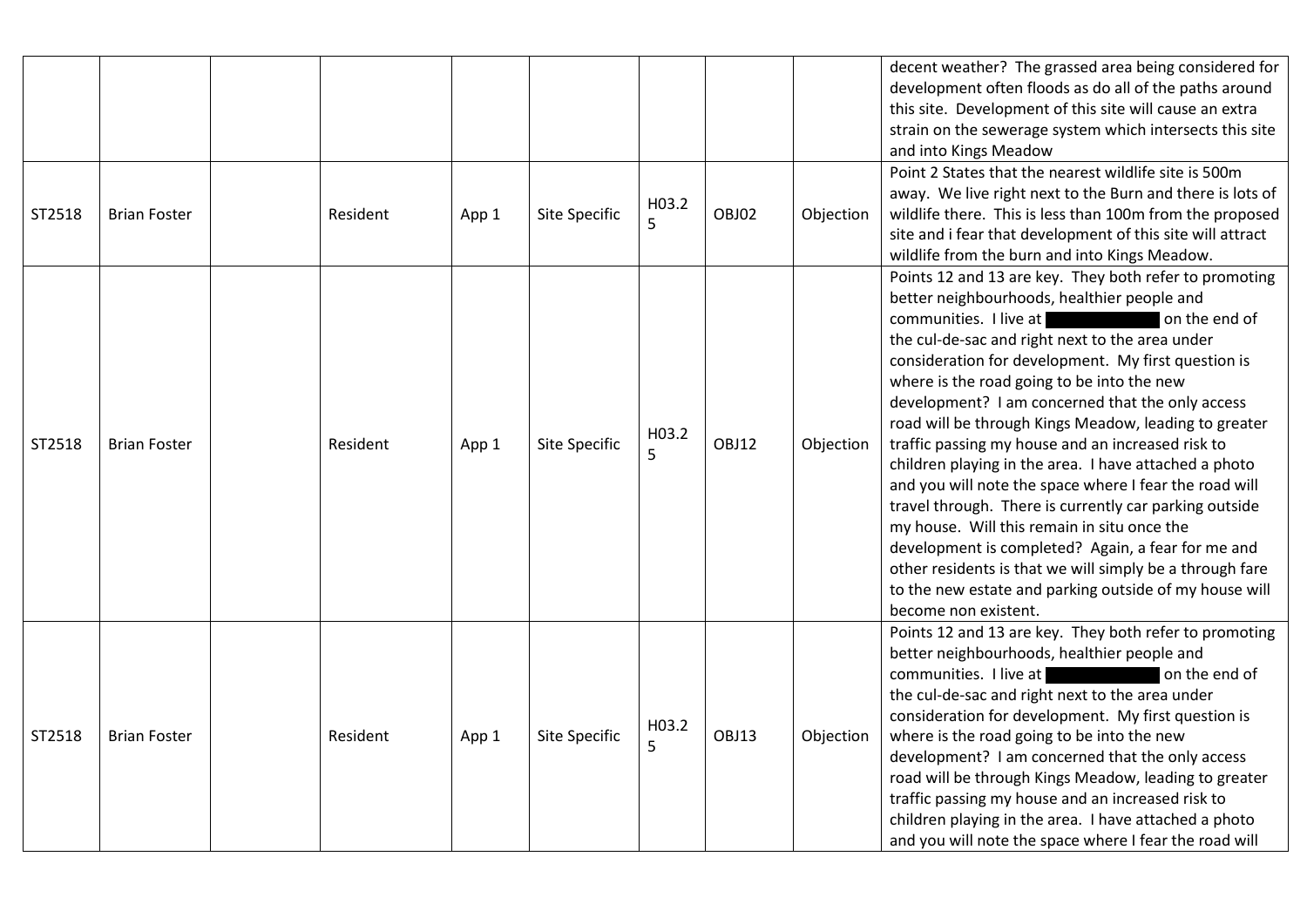| | | | | | | | | | |
|---|---|---|---|---|---|---|---|---|---|
| | | | | | | | | | decent weather? The grassed area being considered for development often floods as do all of the paths around this site. Development of this site will cause an extra strain on the sewerage system which intersects this site and into Kings Meadow |
| ST2518 | Brian Foster | | Resident | App 1 | Site Specific | H03.25 | OBJ02 | Objection | Point 2 States that the nearest wildlife site is 500m away. We live right next to the Burn and there is lots of wildlife there. This is less than 100m from the proposed site and i fear that development of this site will attract wildlife from the burn and into Kings Meadow. |
| ST2518 | Brian Foster | | Resident | App 1 | Site Specific | H03.25 | OBJ12 | Objection | Points 12 and 13 are key. They both refer to promoting better neighbourhoods, healthier people and communities. I live at ██████████ on the end of the cul-de-sac and right next to the area under consideration for development. My first question is where is the road going to be into the new development? I am concerned that the only access road will be through Kings Meadow, leading to greater traffic passing my house and an increased risk to children playing in the area. I have attached a photo and you will note the space where I fear the road will travel through. There is currently car parking outside my house. Will this remain in situ once the development is completed? Again, a fear for me and other residents is that we will simply be a through fare to the new estate and parking outside of my house will become non existent. |
| ST2518 | Brian Foster | | Resident | App 1 | Site Specific | H03.25 | OBJ13 | Objection | Points 12 and 13 are key. They both refer to promoting better neighbourhoods, healthier people and communities. I live at ██████████ on the end of the cul-de-sac and right next to the area under consideration for development. My first question is where is the road going to be into the new development? I am concerned that the only access road will be through Kings Meadow, leading to greater traffic passing my house and an increased risk to children playing in the area. I have attached a photo and you will note the space where I fear the road will |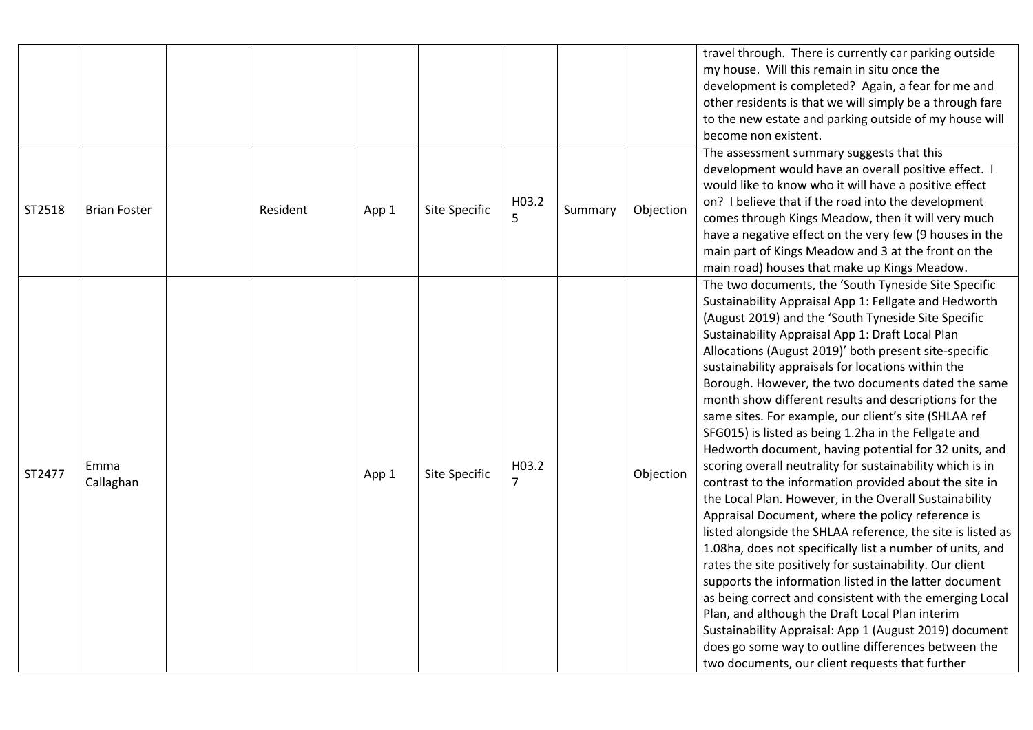|  |  |  |  |  |  |  |  |  |  |
|---|---|---|---|---|---|---|---|---|---|
|  |  |  |  |  |  |  |  |  | travel through. There is currently car parking outside my house. Will this remain in situ once the development is completed? Again, a fear for me and other residents is that we will simply be a through fare to the new estate and parking outside of my house will become non existent. |
| ST2518 | Brian Foster |  | Resident | App 1 | Site Specific | H03.25 | Summary | Objection | The assessment summary suggests that this development would have an overall positive effect. I would like to know who it will have a positive effect on? I believe that if the road into the development comes through Kings Meadow, then it will very much have a negative effect on the very few (9 houses in the main part of Kings Meadow and 3 at the front on the main road) houses that make up Kings Meadow. |
| ST2477 | Emma Callaghan |  |  | App 1 | Site Specific | H03.27 |  | Objection | The two documents, the 'South Tyneside Site Specific Sustainability Appraisal App 1: Fellgate and Hedworth (August 2019) and the 'South Tyneside Site Specific Sustainability Appraisal App 1: Draft Local Plan Allocations (August 2019)' both present site-specific sustainability appraisals for locations within the Borough. However, the two documents dated the same month show different results and descriptions for the same sites. For example, our client's site (SHLAA ref SFG015) is listed as being 1.2ha in the Fellgate and Hedworth document, having potential for 32 units, and scoring overall neutrality for sustainability which is in contrast to the information provided about the site in the Local Plan. However, in the Overall Sustainability Appraisal Document, where the policy reference is listed alongside the SHLAA reference, the site is listed as 1.08ha, does not specifically list a number of units, and rates the site positively for sustainability. Our client supports the information listed in the latter document as being correct and consistent with the emerging Local Plan, and although the Draft Local Plan interim Sustainability Appraisal: App 1 (August 2019) document does go some way to outline differences between the two documents, our client requests that further |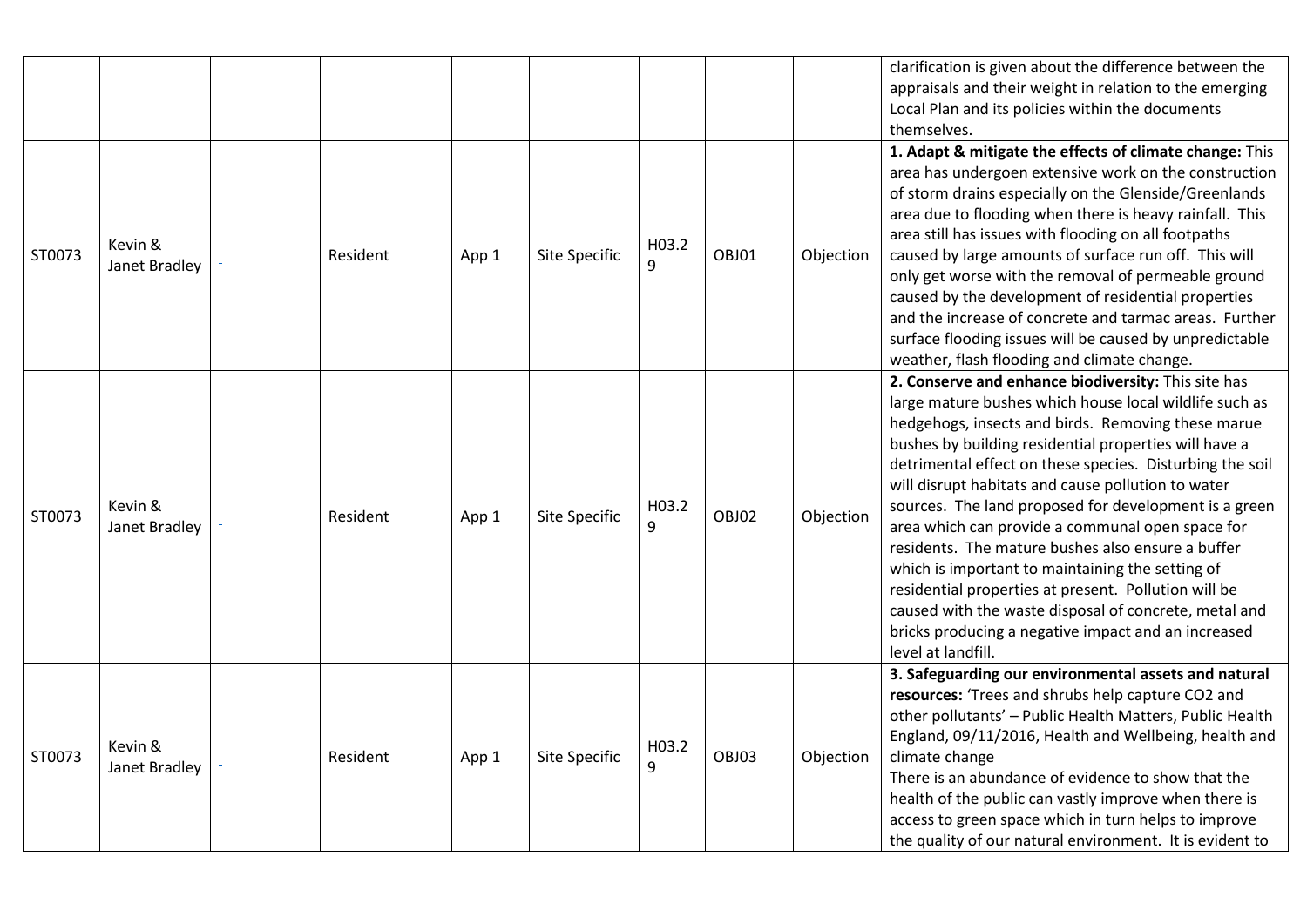| | | | | | | | | | |
|---|---|---|---|---|---|---|---|---|---|
| | | | | | | | | | clarification is given about the difference between the appraisals and their weight in relation to the emerging Local Plan and its policies within the documents themselves. |
| ST0073 | Kevin & Janet Bradley | - | Resident | App 1 | Site Specific | H03.29 | OBJ01 | Objection | **1. Adapt & mitigate the effects of climate change:** This area has undergoen extensive work on the construction of storm drains especially on the Glenside/Greenlands area due to flooding when there is heavy rainfall. This area still has issues with flooding on all footpaths caused by large amounts of surface run off. This will only get worse with the removal of permeable ground caused by the development of residential properties and the increase of concrete and tarmac areas. Further surface flooding issues will be caused by unpredictable weather, flash flooding and climate change. |
| ST0073 | Kevin & Janet Bradley | - | Resident | App 1 | Site Specific | H03.29 | OBJ02 | Objection | **2. Conserve and enhance biodiversity:** This site has large mature bushes which house local wildlife such as hedgehogs, insects and birds. Removing these marue bushes by building residential properties will have a detrimental effect on these species. Disturbing the soil will disrupt habitats and cause pollution to water sources. The land proposed for development is a green area which can provide a communal open space for residents. The mature bushes also ensure a buffer which is important to maintaining the setting of residential properties at present. Pollution will be caused with the waste disposal of concrete, metal and bricks producing a negative impact and an increased level at landfill. |
| ST0073 | Kevin & Janet Bradley | - | Resident | App 1 | Site Specific | H03.29 | OBJ03 | Objection | **3. Safeguarding our environmental assets and natural resources:** 'Trees and shrubs help capture CO2 and other pollutants' – Public Health Matters, Public Health England, 09/11/2016, Health and Wellbeing, health and climate change<br>There is an abundance of evidence to show that the health of the public can vastly improve when there is access to green space which in turn helps to improve the quality of our natural environment. It is evident to |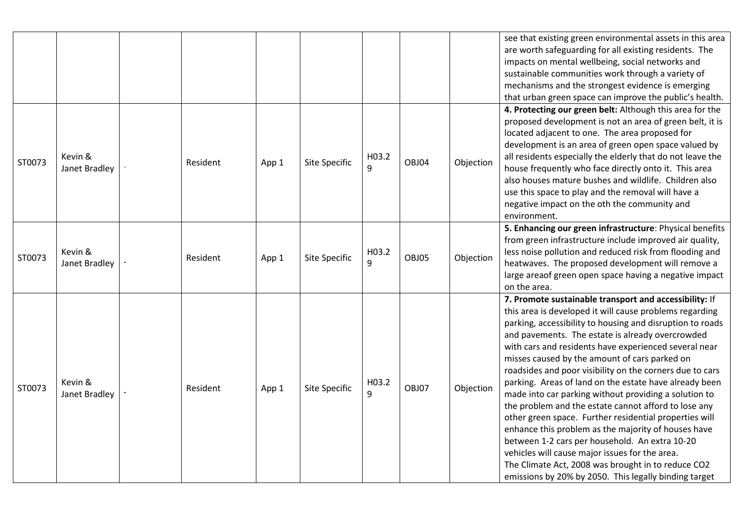| | | | | | | | | | |
|---|---|---|---|---|---|---|---|---|---|
| | | | | | | | | | see that existing green environmental assets in this area are worth safeguarding for all existing residents. The impacts on mental wellbeing, social networks and sustainable communities work through a variety of mechanisms and the strongest evidence is emerging that urban green space can improve the public's health. |
| ST0073 | Kevin & Janet Bradley | - | Resident | App 1 | Site Specific | H03.29 | OBJ04 | Objection | **4. Protecting our green belt:** Although this area for the proposed development is not an area of green belt, it is located adjacent to one. The area proposed for development is an area of green open space valued by all residents especially the elderly that do not leave the house frequently who face directly onto it. This area also houses mature bushes and wildlife. Children also use this space to play and the removal will have a negative impact on the oth the community and environment. |
| ST0073 | Kevin & Janet Bradley | - | Resident | App 1 | Site Specific | H03.29 | OBJ05 | Objection | **5. Enhancing our green infrastructure**: Physical benefits from green infrastructure include improved air quality, less noise pollution and reduced risk from flooding and heatwaves. The proposed development will remove a large areaof green open space having a negative impact on the area. |
| ST0073 | Kevin & Janet Bradley | - | Resident | App 1 | Site Specific | H03.29 | OBJ07 | Objection | **7. Promote sustainable transport and accessibility:** If this area is developed it will cause problems regarding parking, accessibility to housing and disruption to roads and pavements. The estate is already overcrowded with cars and residents have experienced several near misses caused by the amount of cars parked on roadsides and poor visibility on the corners due to cars parking. Areas of land on the estate have already been made into car parking without providing a solution to the problem and the estate cannot afford to lose any other green space. Further residential properties will enhance this problem as the majority of houses have between 1-2 cars per household. An extra 10-20 vehicles will cause major issues for the area.<br>The Climate Act, 2008 was brought in to reduce $CO_2$ emissions by 20% by 2050. This legally binding target |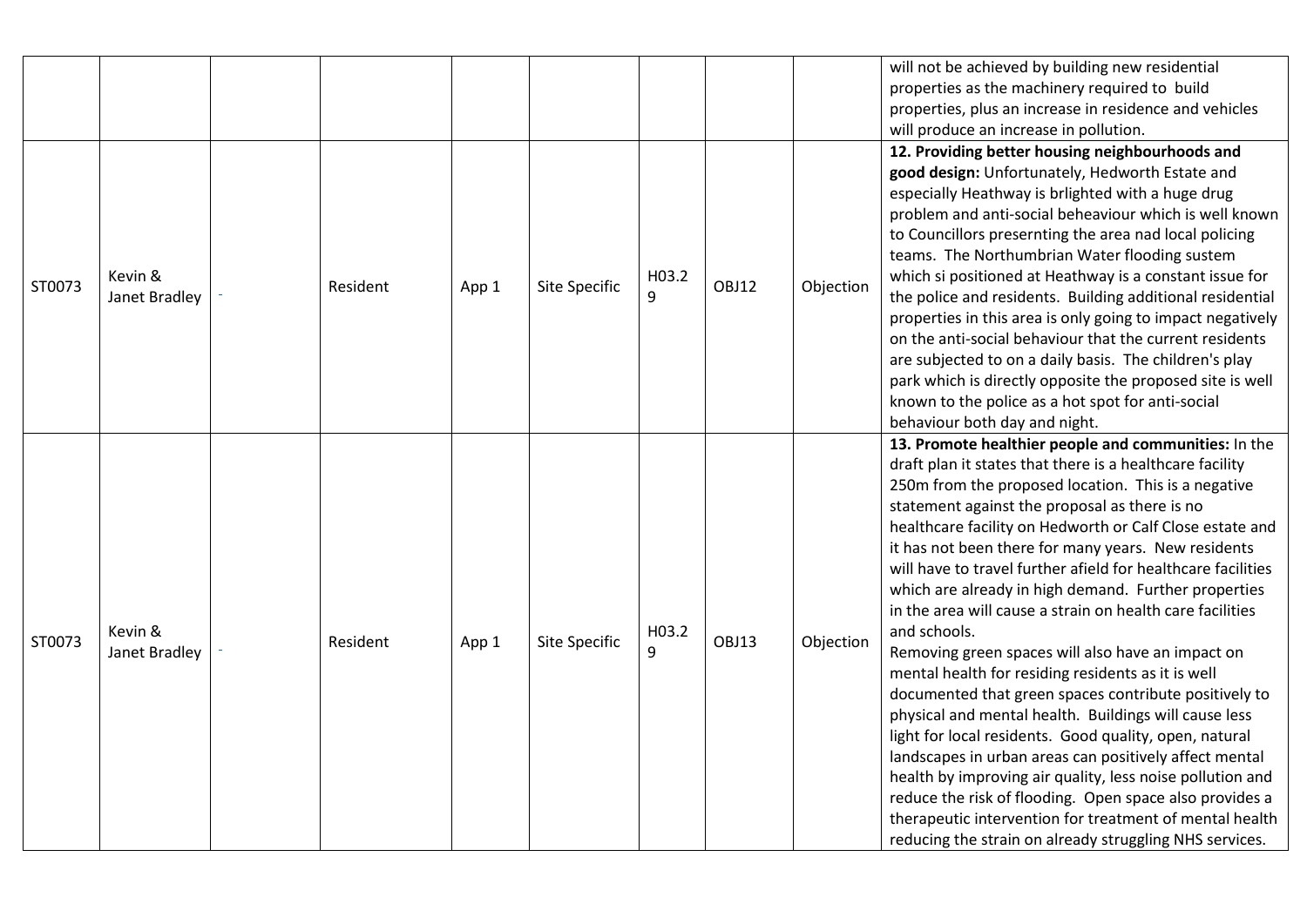| | | | | | | | | | |
|---|---|---|---|---|---|---|---|---|---|
| | | | | | | | | | will not be achieved by building new residential properties as the machinery required to build properties, plus an increase in residence and vehicles will produce an increase in pollution. |
| ST0073 | Kevin & Janet Bradley | - | Resident | App 1 | Site Specific | H03.29 | OBJ12 | Objection | **12. Providing better housing neighbourhoods and good design:** Unfortunately, Hedworth Estate and especially Heathway is brlighted with a huge drug problem and anti-social beheaviour which is well known to Councillors presernting the area nad local policing teams. The Northumbrian Water flooding sustem which si positioned at Heathway is a constant issue for the police and residents. Building additional residential properties in this area is only going to impact negatively on the anti-social behaviour that the current residents are subjected to on a daily basis. The children's play park which is directly opposite the proposed site is well known to the police as a hot spot for anti-social behaviour both day and night. |
| ST0073 | Kevin & Janet Bradley | - | Resident | App 1 | Site Specific | H03.29 | OBJ13 | Objection | **13. Promote healthier people and communities:** In the draft plan it states that there is a healthcare facility 250m from the proposed location. This is a negative statement against the proposal as there is no healthcare facility on Hedworth or Calf Close estate and it has not been there for many years. New residents will have to travel further afield for healthcare facilities which are already in high demand. Further properties in the area will cause a strain on health care facilities and schools.<br>Removing green spaces will also have an impact on mental health for residing residents as it is well documented that green spaces contribute positively to physical and mental health. Buildings will cause less light for local residents. Good quality, open, natural landscapes in urban areas can positively affect mental health by improving air quality, less noise pollution and reduce the risk of flooding. Open space also provides a therapeutic intervention for treatment of mental health reducing the strain on already struggling NHS services. |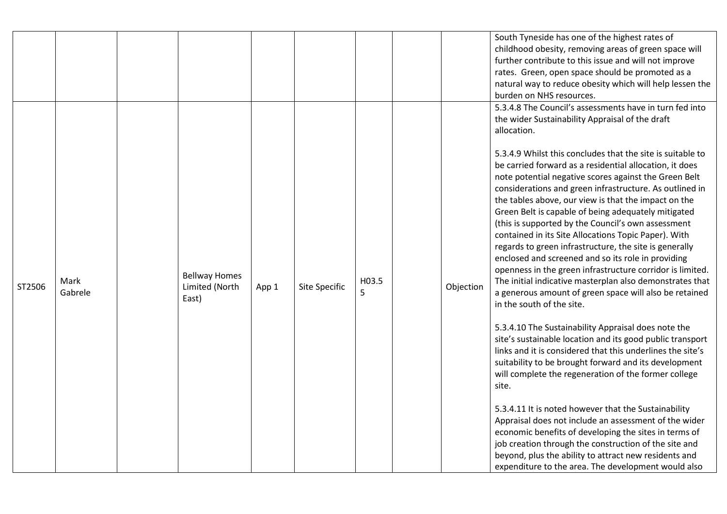| | | | | | | | | | |
|---|---|---|---|---|---|---|---|---|---|
| | | | | | | | | | South Tyneside has one of the highest rates of childhood obesity, removing areas of green space will further contribute to this issue and will not improve rates. Green, open space should be promoted as a natural way to reduce obesity which will help lessen the burden on NHS resources. |
| ST2506 | Mark Gabrele | | Bellway Homes Limited (North East) | App 1 | Site Specific | H03.55 | | Objection | 5.3.4.8 The Council's assessments have in turn fed into the wider Sustainability Appraisal of the draft allocation.<br><br>5.3.4.9 Whilst this concludes that the site is suitable to be carried forward as a residential allocation, it does note potential negative scores against the Green Belt considerations and green infrastructure. As outlined in the tables above, our view is that the impact on the Green Belt is capable of being adequately mitigated (this is supported by the Council's own assessment contained in its Site Allocations Topic Paper). With regards to green infrastructure, the site is generally enclosed and screened and so its role in providing openness in the green infrastructure corridor is limited. The initial indicative masterplan also demonstrates that a generous amount of green space will also be retained in the south of the site.<br><br>5.3.4.10 The Sustainability Appraisal does note the site's sustainable location and its good public transport links and it is considered that this underlines the site's suitability to be brought forward and its development will complete the regeneration of the former college site.<br><br>5.3.4.11 It is noted however that the Sustainability Appraisal does not include an assessment of the wider economic benefits of developing the sites in terms of job creation through the construction of the site and beyond, plus the ability to attract new residents and expenditure to the area. The development would also |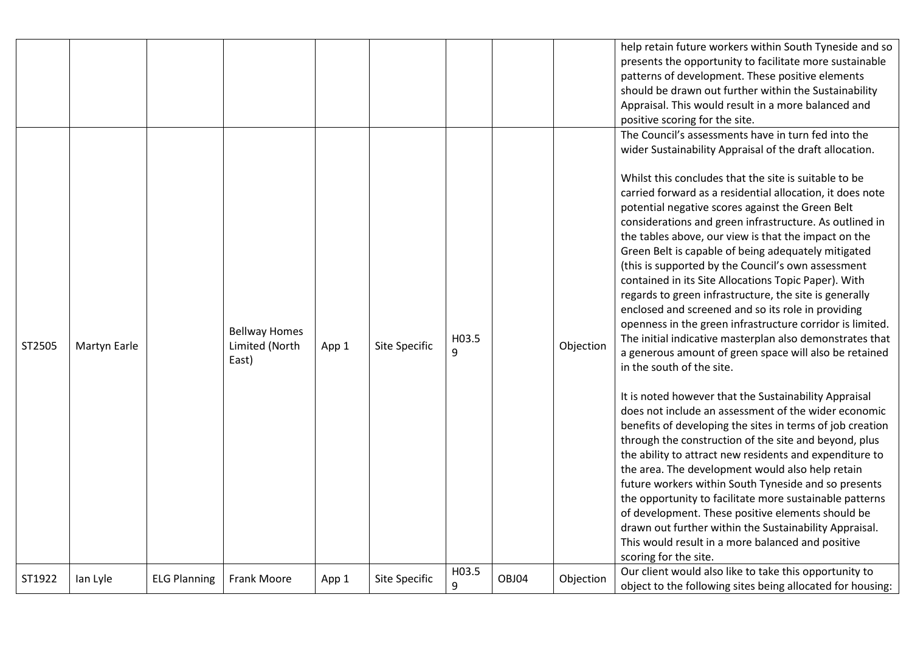|  |  |  |  |  |  |  |  |  | help retain future workers within South Tyneside and so presents the opportunity to facilitate more sustainable patterns of development. These positive elements should be drawn out further within the Sustainability Appraisal. This would result in a more balanced and positive scoring for the site. |
|---|---|---|---|---|---|---|---|---|---|
| ST2505 | Martyn Earle |  | Bellway Homes Limited (North East) | App 1 | Site Specific | H03.59 |  | Objection | The Council's assessments have in turn fed into the wider Sustainability Appraisal of the draft allocation.<br><br>Whilst this concludes that the site is suitable to be carried forward as a residential allocation, it does note potential negative scores against the Green Belt considerations and green infrastructure. As outlined in the tables above, our view is that the impact on the Green Belt is capable of being adequately mitigated (this is supported by the Council's own assessment contained in its Site Allocations Topic Paper). With regards to green infrastructure, the site is generally enclosed and screened and so its role in providing openness in the green infrastructure corridor is limited. The initial indicative masterplan also demonstrates that a generous amount of green space will also be retained in the south of the site.<br><br>It is noted however that the Sustainability Appraisal does not include an assessment of the wider economic benefits of developing the sites in terms of job creation through the construction of the site and beyond, plus the ability to attract new residents and expenditure to the area. The development would also help retain future workers within South Tyneside and so presents the opportunity to facilitate more sustainable patterns of development. These positive elements should be drawn out further within the Sustainability Appraisal. This would result in a more balanced and positive scoring for the site. |
| ST1922 | Ian Lyle | ELG Planning | Frank Moore | App 1 | Site Specific | H03.59 | OBJ04 | Objection | Our client would also like to take this opportunity to object to the following sites being allocated for housing: |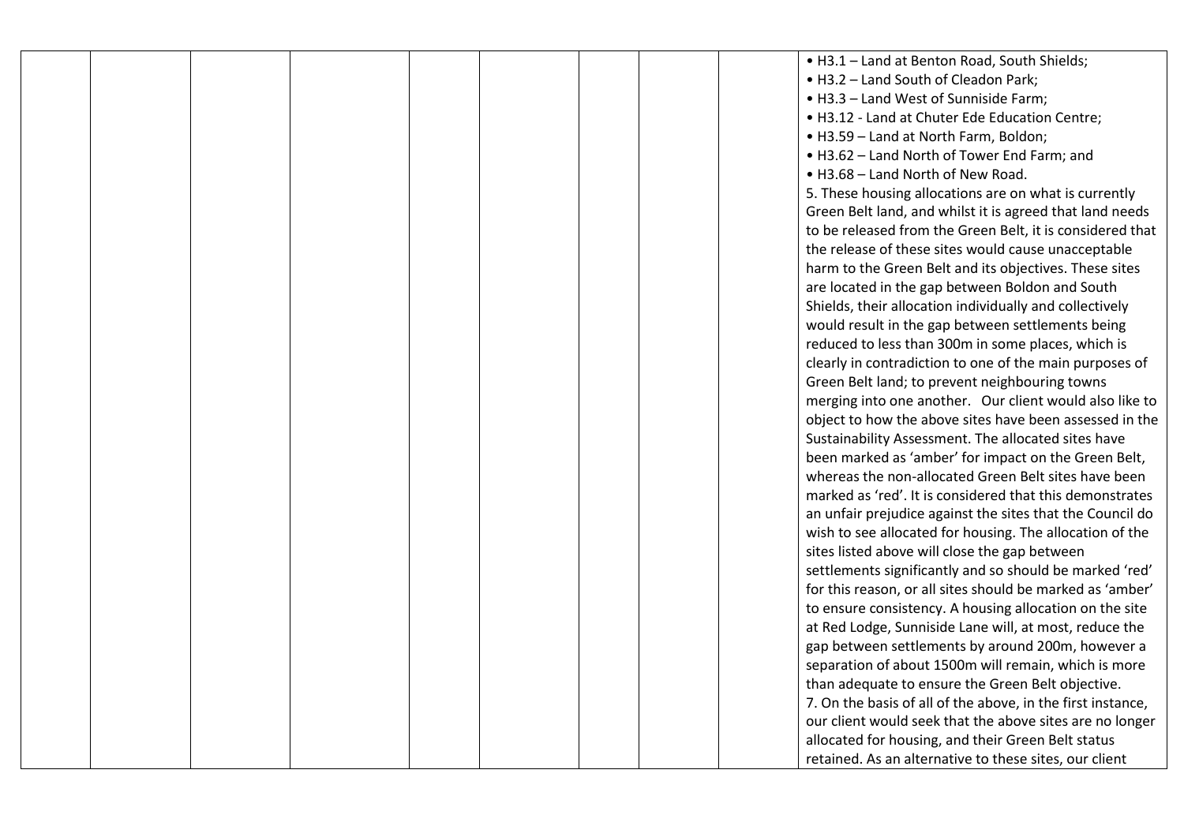| | | | | | | | | | |
|---|---|---|---|---|---|---|---|---|---|
| | | | | | | | | | • H3.1 – Land at Benton Road, South Shields;<br>• H3.2 – Land South of Cleadon Park;<br>• H3.3 – Land West of Sunniside Farm;<br>• H3.12 - Land at Chuter Ede Education Centre;<br>• H3.59 – Land at North Farm, Boldon;<br>• H3.62 – Land North of Tower End Farm; and<br>• H3.68 – Land North of New Road.<br>5. These housing allocations are on what is currently Green Belt land, and whilst it is agreed that land needs to be released from the Green Belt, it is considered that the release of these sites would cause unacceptable harm to the Green Belt and its objectives. These sites are located in the gap between Boldon and South Shields, their allocation individually and collectively would result in the gap between settlements being reduced to less than 300m in some places, which is clearly in contradiction to one of the main purposes of Green Belt land; to prevent neighbouring towns merging into one another. Our client would also like to object to how the above sites have been assessed in the Sustainability Assessment. The allocated sites have been marked as 'amber' for impact on the Green Belt, whereas the non-allocated Green Belt sites have been marked as 'red'. It is considered that this demonstrates an unfair prejudice against the sites that the Council do wish to see allocated for housing. The allocation of the sites listed above will close the gap between settlements significantly and so should be marked 'red' for this reason, or all sites should be marked as 'amber' to ensure consistency. A housing allocation on the site at Red Lodge, Sunniside Lane will, at most, reduce the gap between settlements by around 200m, however a separation of about 1500m will remain, which is more than adequate to ensure the Green Belt objective.<br>7. On the basis of all of the above, in the first instance, our client would seek that the above sites are no longer allocated for housing, and their Green Belt status retained. As an alternative to these sites, our client |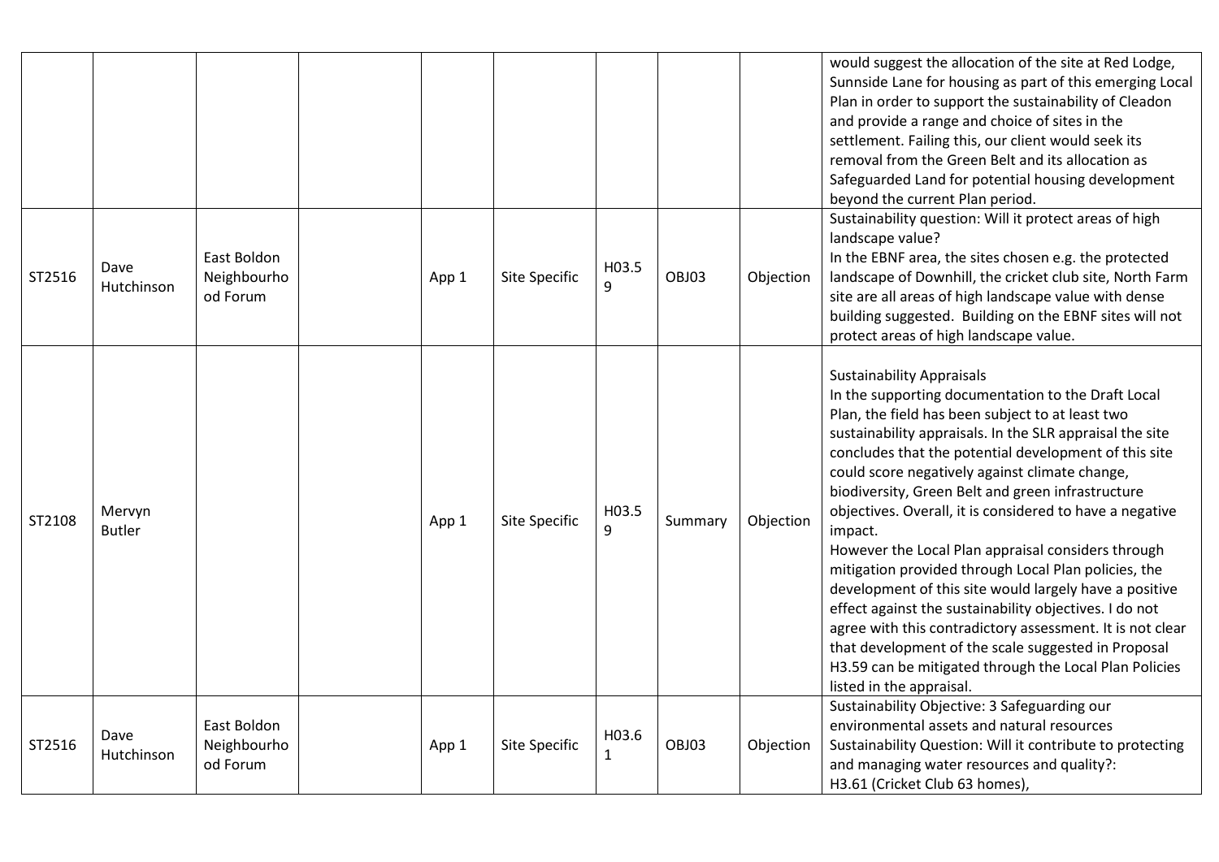| | | | | | | | | | |
|---|---|---|---|---|---|---|---|---|---|
| | | | | | | | | | would suggest the allocation of the site at Red Lodge, Sunnside Lane for housing as part of this emerging Local Plan in order to support the sustainability of Cleadon and provide a range and choice of sites in the settlement. Failing this, our client would seek its removal from the Green Belt and its allocation as Safeguarded Land for potential housing development beyond the current Plan period. |
| ST2516 | Dave Hutchinson | East Boldon Neighbourhood Forum | | App 1 | Site Specific | H03.59 | OBJ03 | Objection | Sustainability question: Will it protect areas of high landscape value?<br>In the EBNF area, the sites chosen e.g. the protected landscape of Downhill, the cricket club site, North Farm site are all areas of high landscape value with dense building suggested. Building on the EBNF sites will not protect areas of high landscape value. |
| ST2108 | Mervyn Butler | | | App 1 | Site Specific | H03.59 | Summary | Objection | Sustainability Appraisals<br>In the supporting documentation to the Draft Local Plan, the field has been subject to at least two sustainability appraisals. In the SLR appraisal the site concludes that the potential development of this site could score negatively against climate change, biodiversity, Green Belt and green infrastructure objectives. Overall, it is considered to have a negative impact.<br>However the Local Plan appraisal considers through mitigation provided through Local Plan policies, the development of this site would largely have a positive effect against the sustainability objectives. I do not agree with this contradictory assessment. It is not clear that development of the scale suggested in Proposal H3.59 can be mitigated through the Local Plan Policies listed in the appraisal. |
| ST2516 | Dave Hutchinson | East Boldon Neighbourhood Forum | | App 1 | Site Specific | H03.61 | OBJ03 | Objection | Sustainability Objective: 3 Safeguarding our environmental assets and natural resources<br>Sustainability Question: Will it contribute to protecting and managing water resources and quality?:<br>H3.61 (Cricket Club 63 homes), |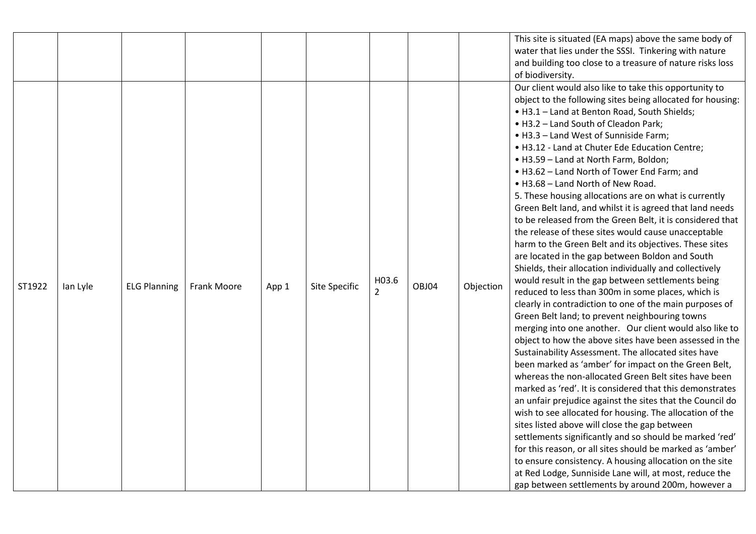| | | | | | | | | | |
|---|---|---|---|---|---|---|---|---|---|
| | | | | | | | | | This site is situated (EA maps) above the same body of water that lies under the SSSI. Tinkering with nature and building too close to a treasure of nature risks loss of biodiversity. |
| ST1922 | Ian Lyle | ELG Planning | Frank Moore | App 1 | Site Specific | H03.62 | OBJ04 | Objection | Our client would also like to take this opportunity to object to the following sites being allocated for housing: • H3.1 – Land at Benton Road, South Shields; • H3.2 – Land South of Cleadon Park; • H3.3 – Land West of Sunniside Farm; • H3.12 - Land at Chuter Ede Education Centre; • H3.59 – Land at North Farm, Boldon; • H3.62 – Land North of Tower End Farm; and • H3.68 – Land North of New Road. 5. These housing allocations are on what is currently Green Belt land, and whilst it is agreed that land needs to be released from the Green Belt, it is considered that the release of these sites would cause unacceptable harm to the Green Belt and its objectives. These sites are located in the gap between Boldon and South Shields, their allocation individually and collectively would result in the gap between settlements being reduced to less than 300m in some places, which is clearly in contradiction to one of the main purposes of Green Belt land; to prevent neighbouring towns merging into one another. Our client would also like to object to how the above sites have been assessed in the Sustainability Assessment. The allocated sites have been marked as 'amber' for impact on the Green Belt, whereas the non-allocated Green Belt sites have been marked as 'red'. It is considered that this demonstrates an unfair prejudice against the sites that the Council do wish to see allocated for housing. The allocation of the sites listed above will close the gap between settlements significantly and so should be marked 'red' for this reason, or all sites should be marked as 'amber' to ensure consistency. A housing allocation on the site at Red Lodge, Sunniside Lane will, at most, reduce the gap between settlements by around 200m, however a |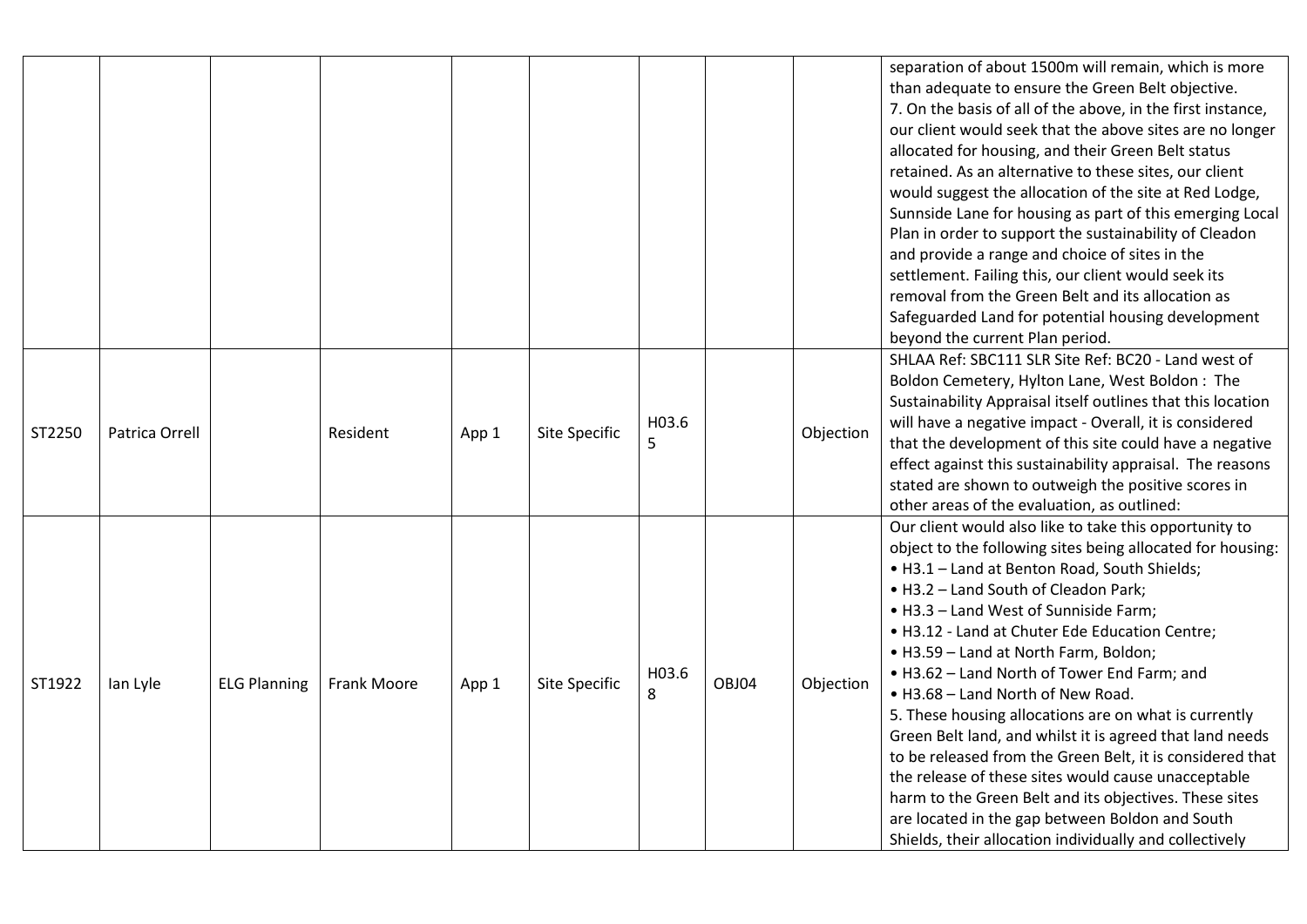|  |  |  |  |  |  |  |  |  | separation of about 1500m will remain, which is more than adequate to ensure the Green Belt objective. 7. On the basis of all of the above, in the first instance, our client would seek that the above sites are no longer allocated for housing, and their Green Belt status retained. As an alternative to these sites, our client would suggest the allocation of the site at Red Lodge, Sunnside Lane for housing as part of this emerging Local Plan in order to support the sustainability of Cleadon and provide a range and choice of sites in the settlement. Failing this, our client would seek its removal from the Green Belt and its allocation as Safeguarded Land for potential housing development beyond the current Plan period. |
|---|---|---|---|---|---|---|---|---|---|
| ST2250 | Patrica Orrell |  | Resident | App 1 | Site Specific | H03.65 |  | Objection | SHLAA Ref: SBC111 SLR Site Ref: BC20 - Land west of Boldon Cemetery, Hylton Lane, West Boldon : The Sustainability Appraisal itself outlines that this location will have a negative impact - Overall, it is considered that the development of this site could have a negative effect against this sustainability appraisal. The reasons stated are shown to outweigh the positive scores in other areas of the evaluation, as outlined: |
| ST1922 | Ian Lyle | ELG Planning | Frank Moore | App 1 | Site Specific | H03.68 | OBJ04 | Objection | Our client would also like to take this opportunity to object to the following sites being allocated for housing: • H3.1 – Land at Benton Road, South Shields; • H3.2 – Land South of Cleadon Park; • H3.3 – Land West of Sunniside Farm; • H3.12 - Land at Chuter Ede Education Centre; • H3.59 – Land at North Farm, Boldon; • H3.62 – Land North of Tower End Farm; and • H3.68 – Land North of New Road. 5. These housing allocations are on what is currently Green Belt land, and whilst it is agreed that land needs to be released from the Green Belt, it is considered that the release of these sites would cause unacceptable harm to the Green Belt and its objectives. These sites are located in the gap between Boldon and South Shields, their allocation individually and collectively |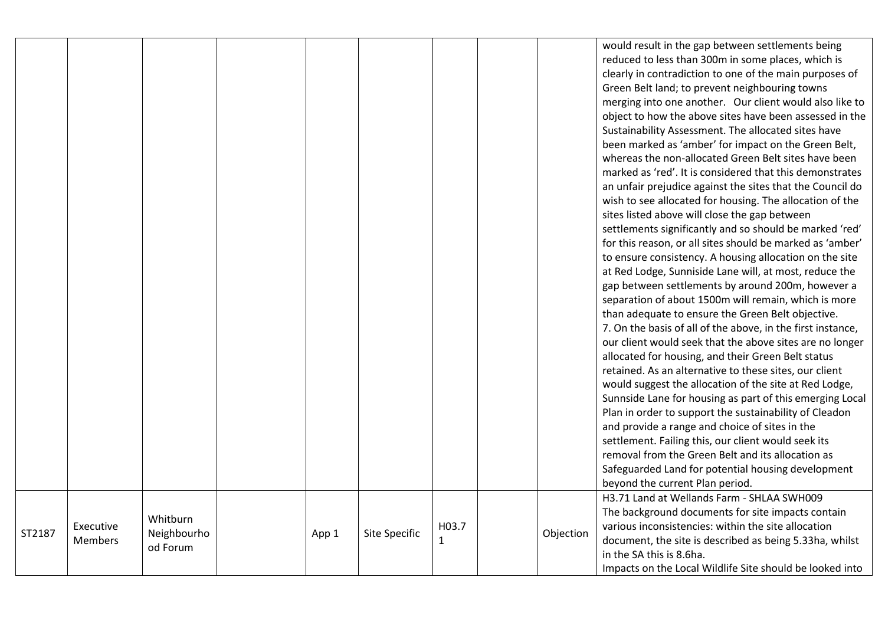| | | | | | | | | | |
|---|---|---|---|---|---|---|---|---|---|
| | | | | | | | | | would result in the gap between settlements being reduced to less than 300m in some places, which is clearly in contradiction to one of the main purposes of Green Belt land; to prevent neighbouring towns merging into one another. Our client would also like to object to how the above sites have been assessed in the Sustainability Assessment. The allocated sites have been marked as 'amber' for impact on the Green Belt, whereas the non-allocated Green Belt sites have been marked as 'red'. It is considered that this demonstrates an unfair prejudice against the sites that the Council do wish to see allocated for housing. The allocation of the sites listed above will close the gap between settlements significantly and so should be marked 'red' for this reason, or all sites should be marked as 'amber' to ensure consistency. A housing allocation on the site at Red Lodge, Sunniside Lane will, at most, reduce the gap between settlements by around 200m, however a separation of about 1500m will remain, which is more than adequate to ensure the Green Belt objective.<br>7. On the basis of all of the above, in the first instance, our client would seek that the above sites are no longer allocated for housing, and their Green Belt status retained. As an alternative to these sites, our client would suggest the allocation of the site at Red Lodge, Sunnside Lane for housing as part of this emerging Local Plan in order to support the sustainability of Cleadon and provide a range and choice of sites in the settlement. Failing this, our client would seek its removal from the Green Belt and its allocation as Safeguarded Land for potential housing development beyond the current Plan period. |
| ST2187 | Executive Members | Whitburn Neighbourhood Forum | | App 1 | Site Specific | H03.71 | | Objection | H3.71 Land at Wellands Farm - SHLAA SWH009<br>The background documents for site impacts contain various inconsistencies: within the site allocation document, the site is described as being 5.33ha, whilst in the SA this is 8.6ha.<br>Impacts on the Local Wildlife Site should be looked into |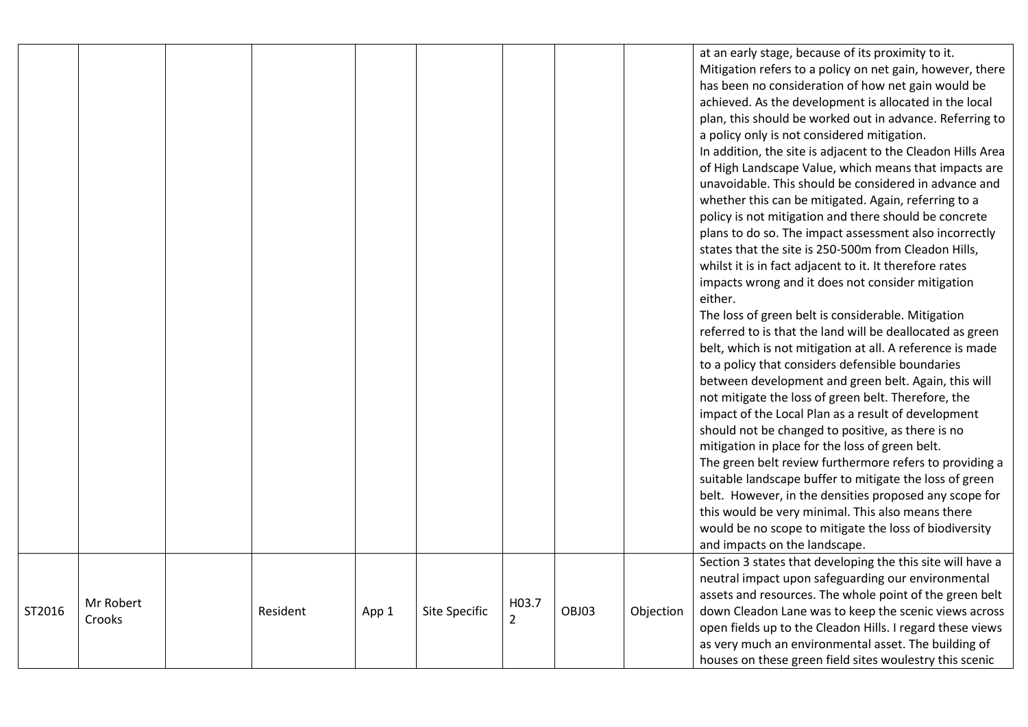| | | | | | | | | | |
|---|---|---|---|---|---|---|---|---|---|
| | | | | | | | | | at an early stage, because of its proximity to it. Mitigation refers to a policy on net gain, however, there has been no consideration of how net gain would be achieved. As the development is allocated in the local plan, this should be worked out in advance. Referring to a policy only is not considered mitigation. In addition, the site is adjacent to the Cleadon Hills Area of High Landscape Value, which means that impacts are unavoidable. This should be considered in advance and whether this can be mitigated. Again, referring to a policy is not mitigation and there should be concrete plans to do so. The impact assessment also incorrectly states that the site is 250-500m from Cleadon Hills, whilst it is in fact adjacent to it. It therefore rates impacts wrong and it does not consider mitigation either. The loss of green belt is considerable. Mitigation referred to is that the land will be deallocated as green belt, which is not mitigation at all. A reference is made to a policy that considers defensible boundaries between development and green belt. Again, this will not mitigate the loss of green belt. Therefore, the impact of the Local Plan as a result of development should not be changed to positive, as there is no mitigation in place for the loss of green belt. The green belt review furthermore refers to providing a suitable landscape buffer to mitigate the loss of green belt. However, in the densities proposed any scope for this would be very minimal. This also means there would be no scope to mitigate the loss of biodiversity and impacts on the landscape. |
| ST2016 | Mr Robert Crooks | | Resident | App 1 | Site Specific | H03.72 | OBJ03 | Objection | Section 3 states that developing the this site will have a neutral impact upon safeguarding our environmental assets and resources. The whole point of the green belt down Cleadon Lane was to keep the scenic views across open fields up to the Cleadon Hills. I regard these views as very much an environmental asset. The building of houses on these green field sites woulestry this scenic |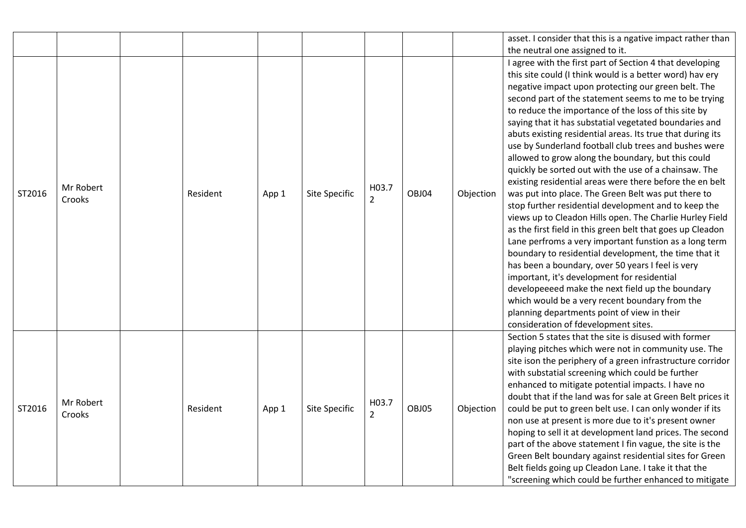| | | | | | | | | | |
|---|---|---|---|---|---|---|---|---|---|
| | | | | | | | | | asset. I consider that this is a ngative impact rather than the neutral one assigned to it. |
| ST2016 | Mr Robert Crooks | | Resident | App 1 | Site Specific | H03.72 | OBJ04 | Objection | I agree with the first part of Section 4 that developing this site could (I think would is a better word) hav ery negative impact upon protecting our green belt. The second part of the statement seems to me to be trying to reduce the importance of the loss of this site by saying that it has substatial vegetated boundaries and abuts existing residential areas. Its true that during its use by Sunderland football club trees and bushes were allowed to grow along the boundary, but this could quickly be sorted out with the use of a chainsaw. The existing residential areas were there before the en belt was put into place. The Green Belt was put there to stop further residential development and to keep the views up to Cleadon Hills open. The Charlie Hurley Field as the first field in this green belt that goes up Cleadon Lane perfroms a very important funstion as a long term boundary to residential development, the time that it has been a boundary, over 50 years I feel is very important, it's development for residential developeeeed make the next field up the boundary which would be a very recent boundary from the planning departments point of view in their consideration of fdevelopment sites. |
| ST2016 | Mr Robert Crooks | | Resident | App 1 | Site Specific | H03.72 | OBJ05 | Objection | Section 5 states that the site is disused with former playing pitches which were not in community use. The site ison the periphery of a green infrastructure corridor with substatial screening which could be further enhanced to mitigate potential impacts. I have no doubt that if the land was for sale at Green Belt prices it could be put to green belt use. I can only wonder if its non use at present is more due to it's present owner hoping to sell it at development land prices. The second part of the above statement I fin vague, the site is the Green Belt boundary against residential sites for Green Belt fields going up Cleadon Lane. I take it that the "screening which could be further enhanced to mitigate |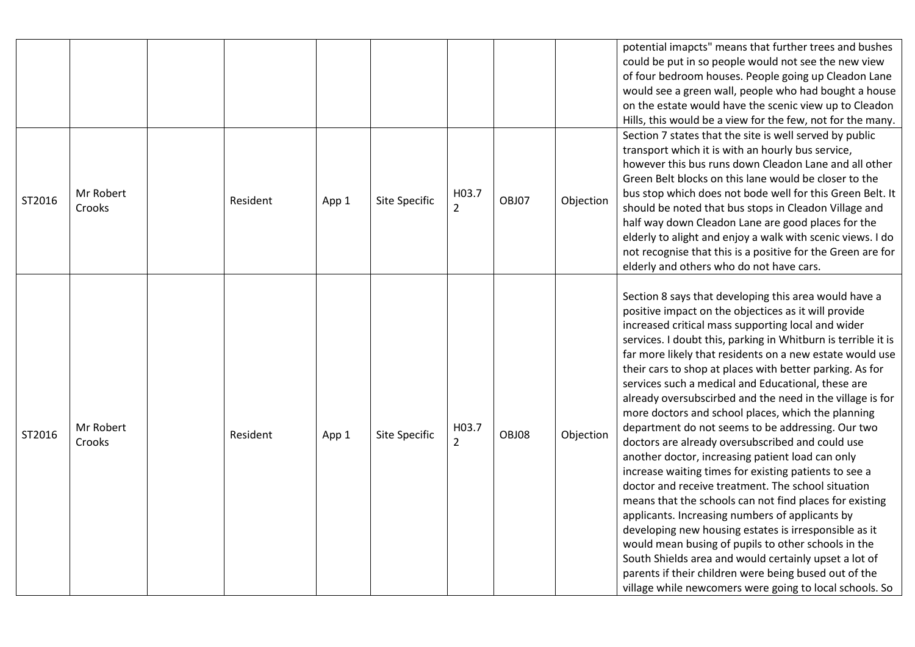| | | | | | | | | | |
|---|---|---|---|---|---|---|---|---|---|
| | | | | | | | | | potential imapcts" means that further trees and bushes could be put in so people would not see the new view of four bedroom houses. People going up Cleadon Lane would see a green wall, people who had bought a house on the estate would have the scenic view up to Cleadon Hills, this would be a view for the few, not for the many. |
| ST2016 | Mr Robert Crooks | | Resident | App 1 | Site Specific | H03.72 | OBJ07 | Objection | Section 7 states that the site is well served by public transport which it is with an hourly bus service, however this bus runs down Cleadon Lane and all other Green Belt blocks on this lane would be closer to the bus stop which does not bode well for this Green Belt. It should be noted that bus stops in Cleadon Village and half way down Cleadon Lane are good places for the elderly to alight and enjoy a walk with scenic views. I do not recognise that this is a positive for the Green are for elderly and others who do not have cars. |
| ST2016 | Mr Robert Crooks | | Resident | App 1 | Site Specific | H03.72 | OBJ08 | Objection | Section 8 says that developing this area would have a positive impact on the objectices as it will provide increased critical mass supporting local and wider services. I doubt this, parking in Whitburn is terrible it is far more likely that residents on a new estate would use their cars to shop at places with better parking. As for services such a medical and Educational, these are already oversubscirbed and the need in the village is for more doctors and school places, which the planning department do not seems to be addressing. Our two doctors are already oversubscribed and could use another doctor, increasing patient load can only increase waiting times for existing patients to see a doctor and receive treatment. The school situation means that the schools can not find places for existing applicants. Increasing numbers of applicants by developing new housing estates is irresponsible as it would mean busing of pupils to other schools in the South Shields area and would certainly upset a lot of parents if their children were being bused out of the village while newcomers were going to local schools. So |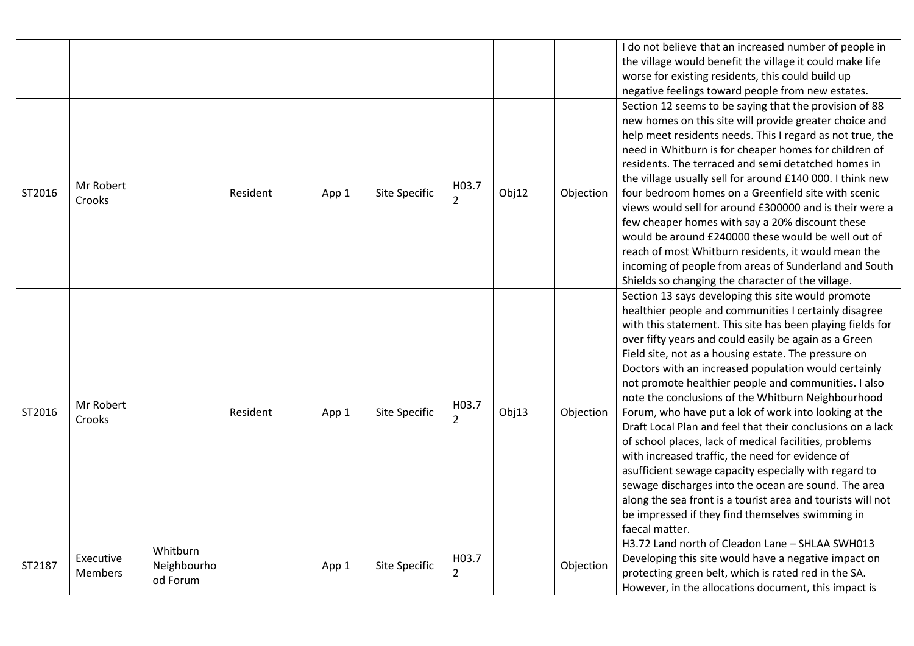| | | | | | | | | | |
|---|---|---|---|---|---|---|---|---|---|
| | | | | | | | | | I do not believe that an increased number of people in the village would benefit the village it could make life worse for existing residents, this could build up negative feelings toward people from new estates. |
| ST2016 | Mr Robert Crooks | | Resident | App 1 | Site Specific | H03.72 | Obj12 | Objection | Section 12 seems to be saying that the provision of 88 new homes on this site will provide greater choice and help meet residents needs. This I regard as not true, the need in Whitburn is for cheaper homes for children of residents. The terraced and semi detatched homes in the village usually sell for around £140 000. I think new four bedroom homes on a Greenfield site with scenic views would sell for around £300000 and is their were a few cheaper homes with say a 20% discount these would be around £240000 these would be well out of reach of most Whitburn residents, it would mean the incoming of people from areas of Sunderland and South Shields so changing the character of the village. |
| ST2016 | Mr Robert Crooks | | Resident | App 1 | Site Specific | H03.72 | Obj13 | Objection | Section 13 says developing this site would promote healthier people and communities I certainly disagree with this statement. This site has been playing fields for over fifty years and could easily be again as a Green Field site, not as a housing estate. The pressure on Doctors with an increased population would certainly not promote healthier people and communities. I also note the conclusions of the Whitburn Neighbourhood Forum, who have put a lok of work into looking at the Draft Local Plan and feel that their conclusions on a lack of school places, lack of medical facilities, problems with increased traffic, the need for evidence of asufficient sewage capacity especially with regard to sewage discharges into the ocean are sound. The area along the sea front is a tourist area and tourists will not be impressed if they find themselves swimming in faecal matter. |
| ST2187 | Executive Members | Whitburn Neighbourhood Forum | | App 1 | Site Specific | H03.72 | | Objection | H3.72 Land north of Cleadon Lane – SHLAA SWH013 Developing this site would have a negative impact on protecting green belt, which is rated red in the SA. However, in the allocations document, this impact is |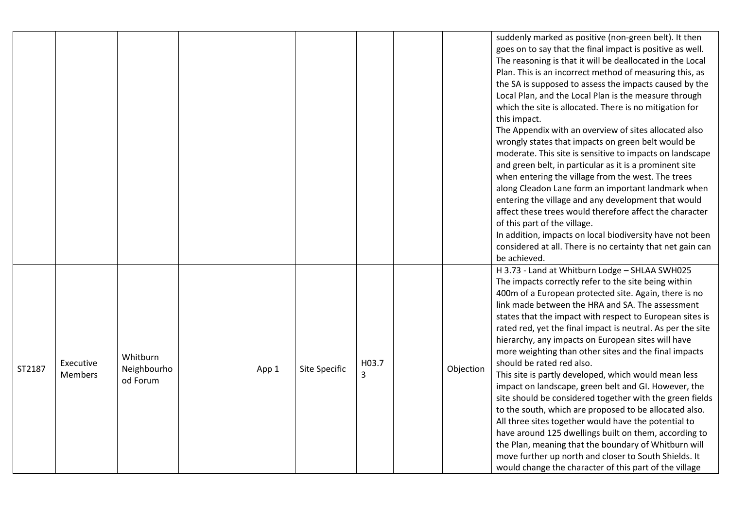|  |  |  |  |  |  |  |  |  |  |
|---|---|---|---|---|---|---|---|---|---|
|  |  |  |  |  |  |  |  |  | suddenly marked as positive (non-green belt). It then goes on to say that the final impact is positive as well. The reasoning is that it will be deallocated in the Local Plan. This is an incorrect method of measuring this, as the SA is supposed to assess the impacts caused by the Local Plan, and the Local Plan is the measure through which the site is allocated. There is no mitigation for this impact.<br>The Appendix with an overview of sites allocated also wrongly states that impacts on green belt would be moderate. This site is sensitive to impacts on landscape and green belt, in particular as it is a prominent site when entering the village from the west. The trees along Cleadon Lane form an important landmark when entering the village and any development that would affect these trees would therefore affect the character of this part of the village.<br>In addition, impacts on local biodiversity have not been considered at all. There is no certainty that net gain can be achieved. |
| ST2187 | Executive Members | Whitburn Neighbourhood Forum |  | App 1 | Site Specific | H03.73 |  | Objection | H 3.73 - Land at Whitburn Lodge – SHLAA SWH025<br>The impacts correctly refer to the site being within 400m of a European protected site. Again, there is no link made between the HRA and SA. The assessment states that the impact with respect to European sites is rated red, yet the final impact is neutral. As per the site hierarchy, any impacts on European sites will have more weighting than other sites and the final impacts should be rated red also.<br>This site is partly developed, which would mean less impact on landscape, green belt and GI. However, the site should be considered together with the green fields to the south, which are proposed to be allocated also. All three sites together would have the potential to have around 125 dwellings built on them, according to the Plan, meaning that the boundary of Whitburn will move further up north and closer to South Shields. It would change the character of this part of the village |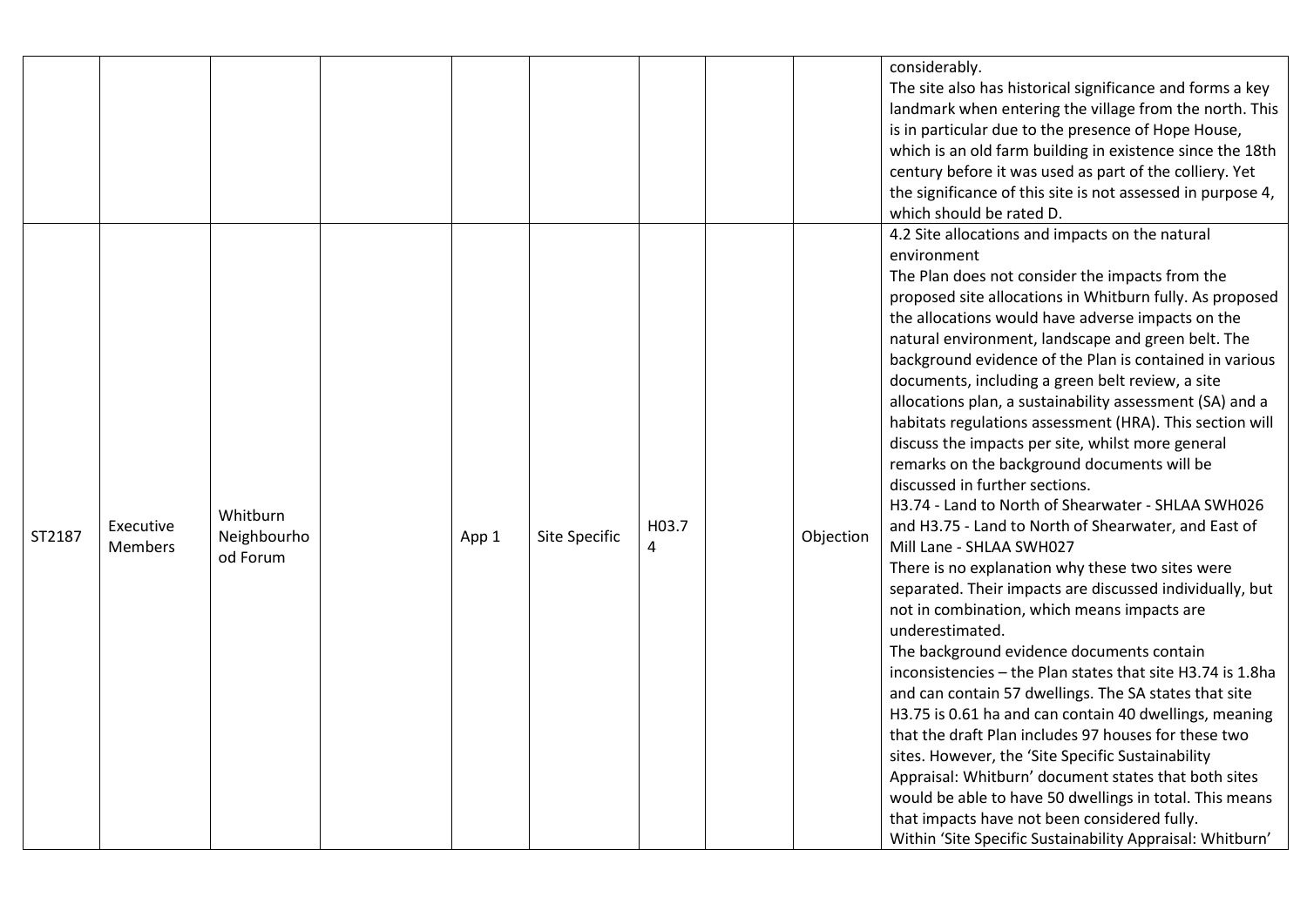|  |  |  |  |  |  |  |  |  |  |
|---|---|---|---|---|---|---|---|---|---|
|  |  |  |  |  |  |  |  |  | considerably.<br>The site also has historical significance and forms a key landmark when entering the village from the north. This is in particular due to the presence of Hope House, which is an old farm building in existence since the 18th century before it was used as part of the colliery. Yet the significance of this site is not assessed in purpose 4, which should be rated D. |
| ST2187 | Executive Members | Whitburn Neighbourhood Forum |  | App 1 | Site Specific | H03.74 |  | Objection | 4.2 Site allocations and impacts on the natural environment<br>The Plan does not consider the impacts from the proposed site allocations in Whitburn fully. As proposed the allocations would have adverse impacts on the natural environment, landscape and green belt. The background evidence of the Plan is contained in various documents, including a green belt review, a site allocations plan, a sustainability assessment (SA) and a habitats regulations assessment (HRA). This section will discuss the impacts per site, whilst more general remarks on the background documents will be discussed in further sections.<br>H3.74 - Land to North of Shearwater - SHLAA SWH026 and H3.75 - Land to North of Shearwater, and East of Mill Lane - SHLAA SWH027<br>There is no explanation why these two sites were separated. Their impacts are discussed individually, but not in combination, which means impacts are underestimated.<br>The background evidence documents contain inconsistencies – the Plan states that site H3.74 is 1.8ha and can contain 57 dwellings. The SA states that site H3.75 is 0.61 ha and can contain 40 dwellings, meaning that the draft Plan includes 97 houses for these two sites. However, the 'Site Specific Sustainability Appraisal: Whitburn' document states that both sites would be able to have 50 dwellings in total. This means that impacts have not been considered fully.<br>Within 'Site Specific Sustainability Appraisal: Whitburn' |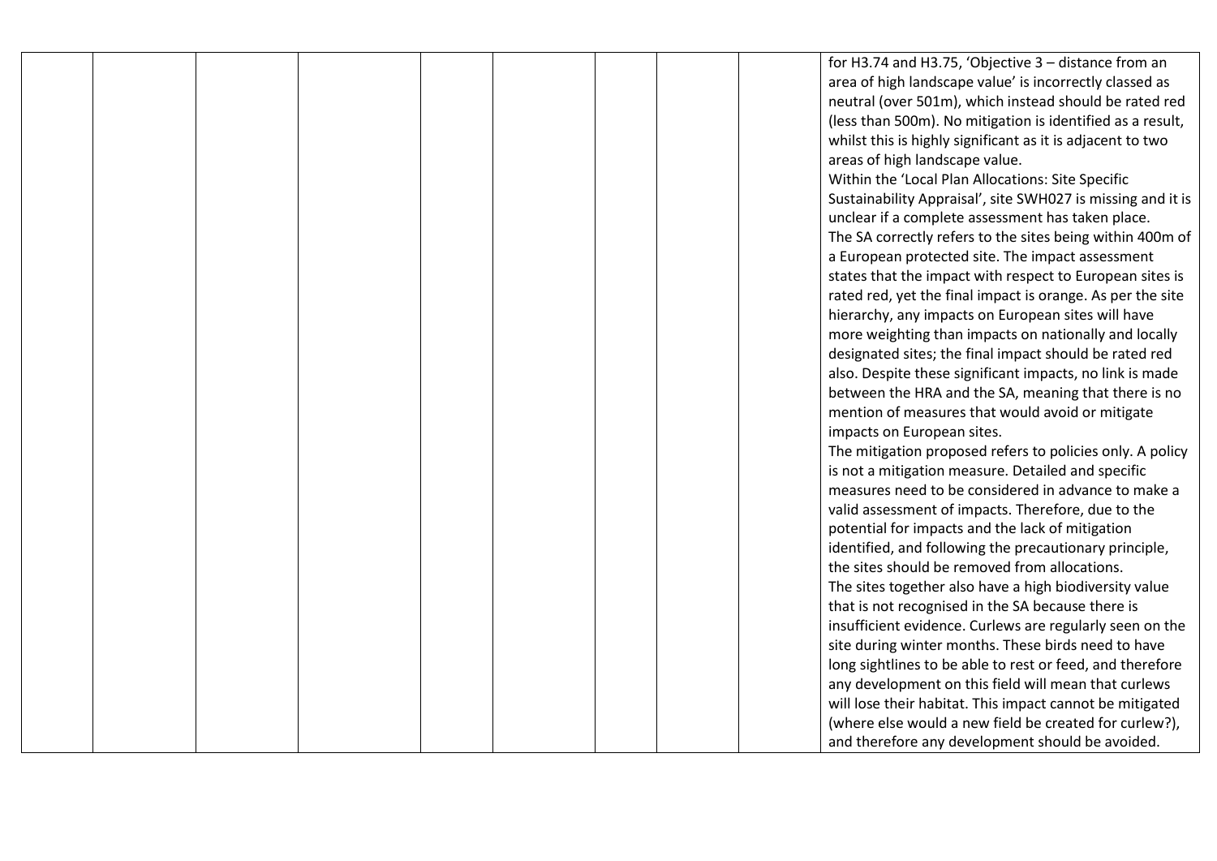| | | | | | | | | | |
|---|---|---|---|---|---|---|---|---|---|
| | | | | | | | | | for H3.74 and H3.75, 'Objective 3 – distance from an area of high landscape value' is incorrectly classed as neutral (over 501m), which instead should be rated red (less than 500m). No mitigation is identified as a result, whilst this is highly significant as it is adjacent to two areas of high landscape value.<br>Within the 'Local Plan Allocations: Site Specific Sustainability Appraisal', site SWH027 is missing and it is unclear if a complete assessment has taken place.<br>The SA correctly refers to the sites being within 400m of a European protected site. The impact assessment states that the impact with respect to European sites is rated red, yet the final impact is orange. As per the site hierarchy, any impacts on European sites will have more weighting than impacts on nationally and locally designated sites; the final impact should be rated red also. Despite these significant impacts, no link is made between the HRA and the SA, meaning that there is no mention of measures that would avoid or mitigate impacts on European sites.<br>The mitigation proposed refers to policies only. A policy is not a mitigation measure. Detailed and specific measures need to be considered in advance to make a valid assessment of impacts. Therefore, due to the potential for impacts and the lack of mitigation identified, and following the precautionary principle, the sites should be removed from allocations.<br>The sites together also have a high biodiversity value that is not recognised in the SA because there is insufficient evidence. Curlews are regularly seen on the site during winter months. These birds need to have long sightlines to be able to rest or feed, and therefore any development on this field will mean that curlews will lose their habitat. This impact cannot be mitigated (where else would a new field be created for curlew?), and therefore any development should be avoided. |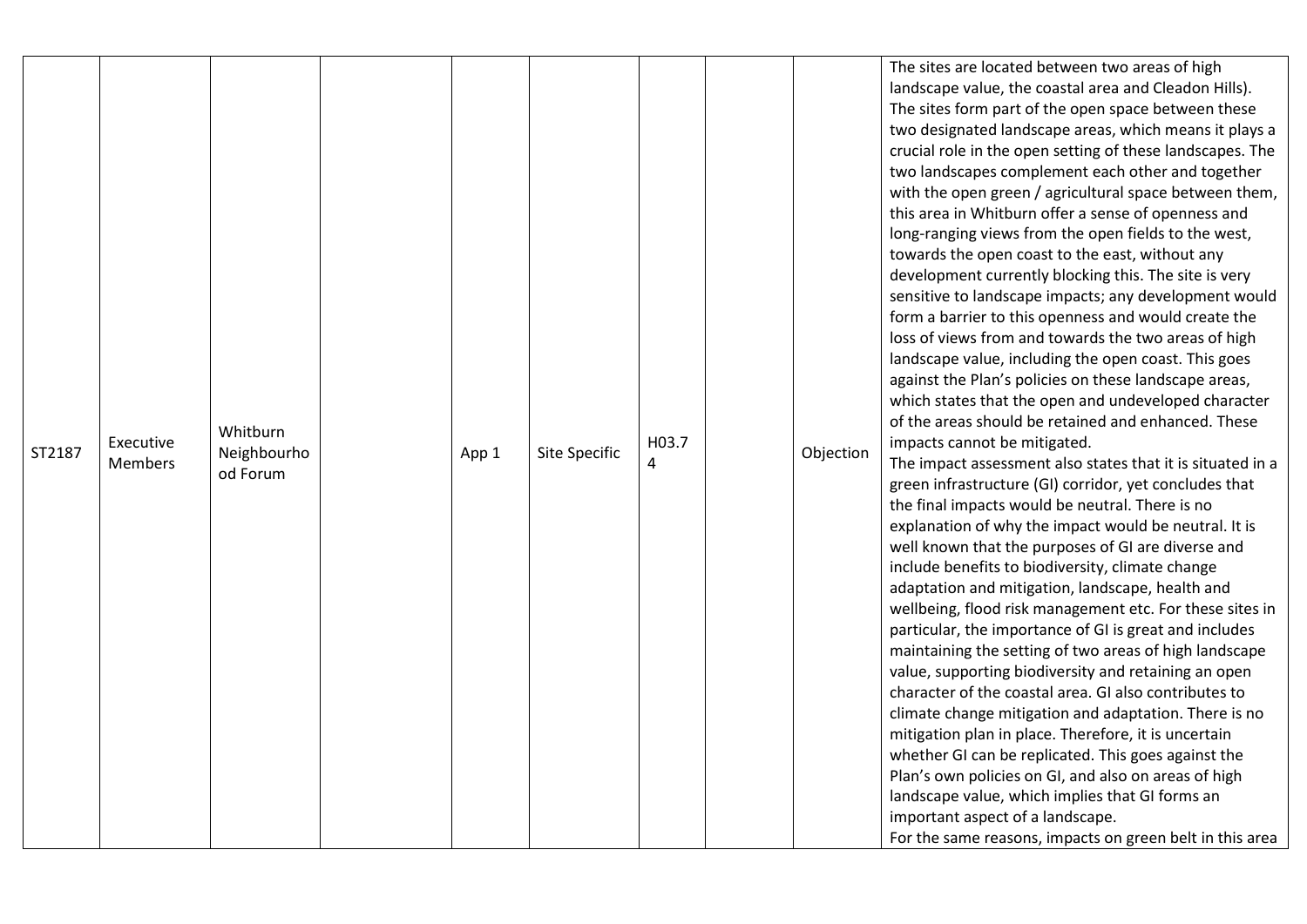| | | | | | | | | | |
|---|---|---|---|---|---|---|---|---|---|
| ST2187 | Executive Members | Whitburn Neighbourhood Forum | | App 1 | Site Specific | H03.74 | | Objection | The sites are located between two areas of high landscape value, the coastal area and Cleadon Hills). The sites form part of the open space between these two designated landscape areas, which means it plays a crucial role in the open setting of these landscapes. The two landscapes complement each other and together with the open green / agricultural space between them, this area in Whitburn offer a sense of openness and long-ranging views from the open fields to the west, towards the open coast to the east, without any development currently blocking this. The site is very sensitive to landscape impacts; any development would form a barrier to this openness and would create the loss of views from and towards the two areas of high landscape value, including the open coast. This goes against the Plan's policies on these landscape areas, which states that the open and undeveloped character of the areas should be retained and enhanced. These impacts cannot be mitigated.<br>The impact assessment also states that it is situated in a green infrastructure (GI) corridor, yet concludes that the final impacts would be neutral. There is no explanation of why the impact would be neutral. It is well known that the purposes of GI are diverse and include benefits to biodiversity, climate change adaptation and mitigation, landscape, health and wellbeing, flood risk management etc. For these sites in particular, the importance of GI is great and includes maintaining the setting of two areas of high landscape value, supporting biodiversity and retaining an open character of the coastal area. GI also contributes to climate change mitigation and adaptation. There is no mitigation plan in place. Therefore, it is uncertain whether GI can be replicated. This goes against the Plan's own policies on GI, and also on areas of high landscape value, which implies that GI forms an important aspect of a landscape.<br>For the same reasons, impacts on green belt in this area |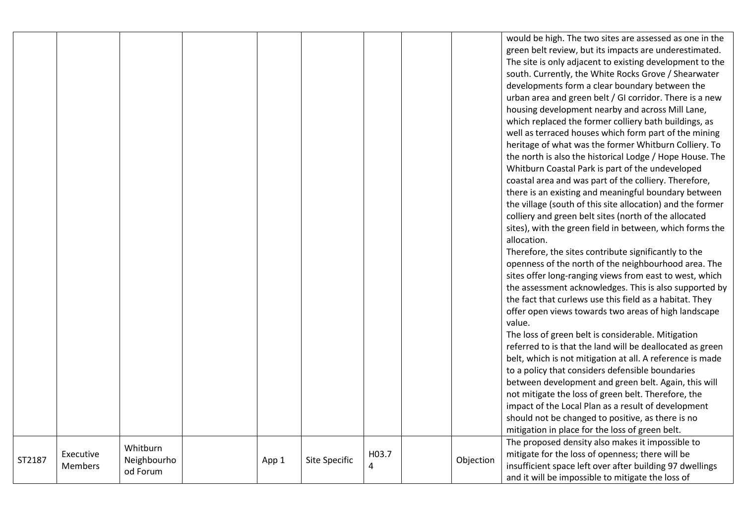|  |  |  |  |  |  |  |  |  | would be high. The two sites are assessed as one in the green belt review, but its impacts are underestimated. The site is only adjacent to existing development to the south. Currently, the White Rocks Grove / Shearwater developments form a clear boundary between the urban area and green belt / GI corridor. There is a new housing development nearby and across Mill Lane, which replaced the former colliery bath buildings, as well as terraced houses which form part of the mining heritage of what was the former Whitburn Colliery. To the north is also the historical Lodge / Hope House. The Whitburn Coastal Park is part of the undeveloped coastal area and was part of the colliery. Therefore, there is an existing and meaningful boundary between the village (south of this site allocation) and the former colliery and green belt sites (north of the allocated sites), with the green field in between, which forms the allocation.<br>Therefore, the sites contribute significantly to the openness of the north of the neighbourhood area. The sites offer long-ranging views from east to west, which the assessment acknowledges. This is also supported by the fact that curlews use this field as a habitat. They offer open views towards two areas of high landscape value.<br>The loss of green belt is considerable. Mitigation referred to is that the land will be deallocated as green belt, which is not mitigation at all. A reference is made to a policy that considers defensible boundaries between development and green belt. Again, this will not mitigate the loss of green belt. Therefore, the impact of the Local Plan as a result of development should not be changed to positive, as there is no mitigation in place for the loss of green belt. |
|---|---|---|---|---|---|---|---|---|---|
| ST2187 | Executive Members | Whitburn Neighbourhood Forum |  | App 1 | Site Specific | H03.74 |  | Objection | The proposed density also makes it impossible to mitigate for the loss of openness; there will be insufficient space left over after building 97 dwellings and it will be impossible to mitigate the loss of |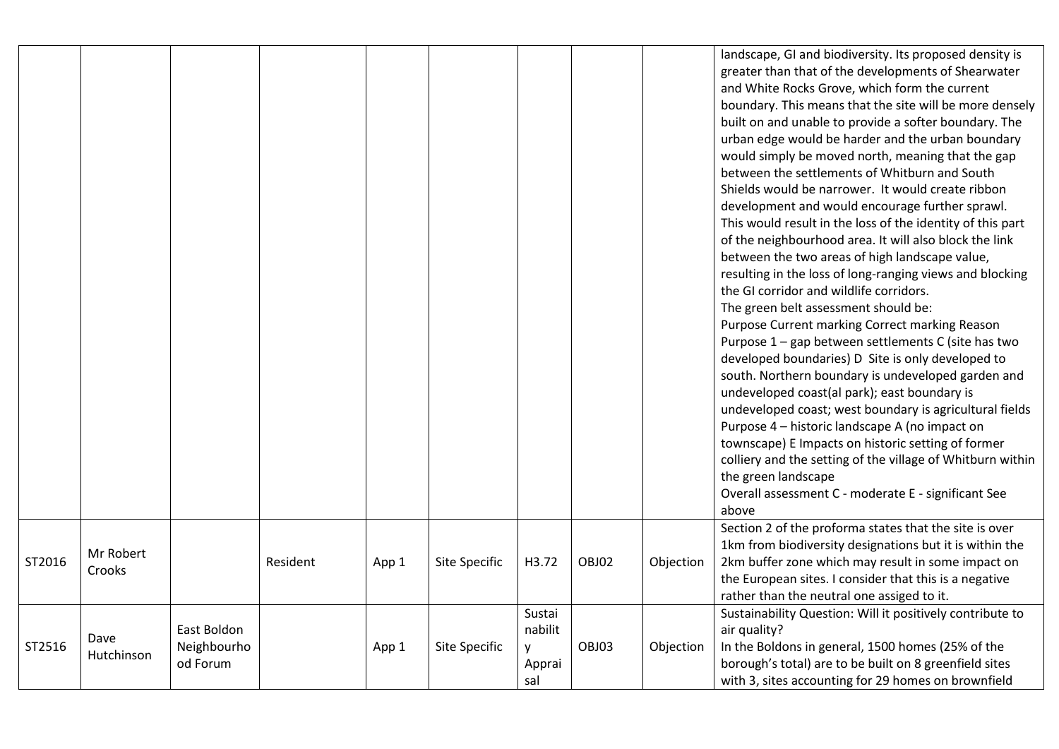| | | | | | | | | | |
|---|---|---|---|---|---|---|---|---|---|
| | | | | | | | | | landscape, GI and biodiversity. Its proposed density is greater than that of the developments of Shearwater and White Rocks Grove, which form the current boundary. This means that the site will be more densely built on and unable to provide a softer boundary. The urban edge would be harder and the urban boundary would simply be moved north, meaning that the gap between the settlements of Whitburn and South Shields would be narrower. It would create ribbon development and would encourage further sprawl. This would result in the loss of the identity of this part of the neighbourhood area. It will also block the link between the two areas of high landscape value, resulting in the loss of long-ranging views and blocking the GI corridor and wildlife corridors.<br>The green belt assessment should be:<br>Purpose Current marking Correct marking Reason<br>Purpose 1 – gap between settlements C (site has two developed boundaries) D Site is only developed to south. Northern boundary is undeveloped garden and undeveloped coast(al park); east boundary is undeveloped coast; west boundary is agricultural fields<br>Purpose 4 – historic landscape A (no impact on townscape) E Impacts on historic setting of former colliery and the setting of the village of Whitburn within the green landscape<br>Overall assessment C - moderate E - significant See above |
| ST2016 | Mr Robert Crooks | | Resident | App 1 | Site Specific | H3.72 | OBJ02 | Objection | Section 2 of the proforma states that the site is over 1km from biodiversity designations but it is within the 2km buffer zone which may result in some impact on the European sites. I consider that this is a negative rather than the neutral one assiged to it. |
| ST2516 | Dave Hutchinson | East Boldon Neighbourhood Forum | | App 1 | Site Specific | Sustainability Appraisal | OBJ03 | Objection | Sustainability Question: Will it positively contribute to air quality?<br>In the Boldons in general, 1500 homes (25% of the borough's total) are to be built on 8 greenfield sites with 3, sites accounting for 29 homes on brownfield |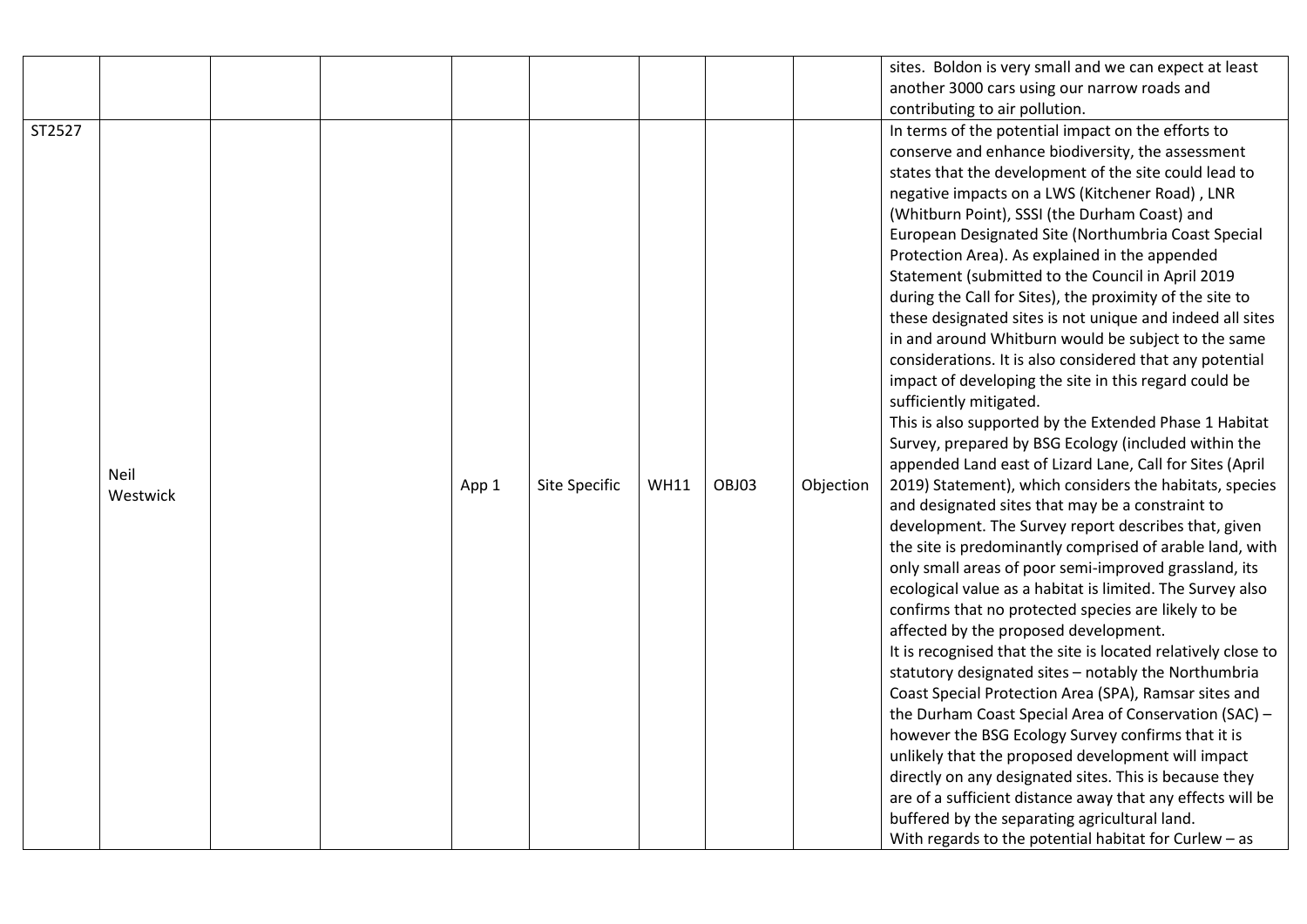| | | | | | | | | | |
|---|---|---|---|---|---|---|---|---|---|
| | | | | | | | | | sites. Boldon is very small and we can expect at least another 3000 cars using our narrow roads and contributing to air pollution. |
| ST2527 | Neil Westwick | | | App 1 | Site Specific | WH11 | OBJ03 | Objection | In terms of the potential impact on the efforts to conserve and enhance biodiversity, the assessment states that the development of the site could lead to negative impacts on a LWS (Kitchener Road) , LNR (Whitburn Point), SSSI (the Durham Coast) and European Designated Site (Northumbria Coast Special Protection Area). As explained in the appended Statement (submitted to the Council in April 2019 during the Call for Sites), the proximity of the site to these designated sites is not unique and indeed all sites in and around Whitburn would be subject to the same considerations. It is also considered that any potential impact of developing the site in this regard could be sufficiently mitigated.<br>This is also supported by the Extended Phase 1 Habitat Survey, prepared by BSG Ecology (included within the appended Land east of Lizard Lane, Call for Sites (April 2019) Statement), which considers the habitats, species and designated sites that may be a constraint to development. The Survey report describes that, given the site is predominantly comprised of arable land, with only small areas of poor semi-improved grassland, its ecological value as a habitat is limited. The Survey also confirms that no protected species are likely to be affected by the proposed development.<br>It is recognised that the site is located relatively close to statutory designated sites – notably the Northumbria Coast Special Protection Area (SPA), Ramsar sites and the Durham Coast Special Area of Conservation (SAC) – however the BSG Ecology Survey confirms that it is unlikely that the proposed development will impact directly on any designated sites. This is because they are of a sufficient distance away that any effects will be buffered by the separating agricultural land.<br>With regards to the potential habitat for Curlew – as |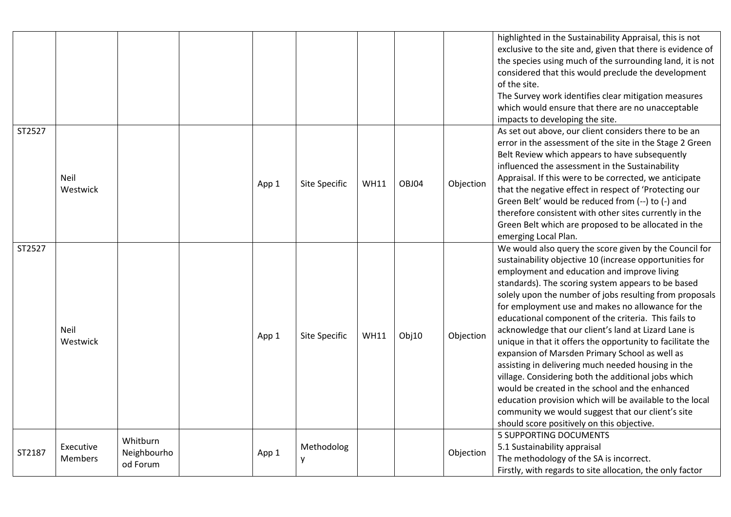| | | | | | | | | | |
|---|---|---|---|---|---|---|---|---|---|
| | | | | | | | | | highlighted in the Sustainability Appraisal, this is not exclusive to the site and, given that there is evidence of the species using much of the surrounding land, it is not considered that this would preclude the development of the site.<br>The Survey work identifies clear mitigation measures which would ensure that there are no unacceptable impacts to developing the site. |
| ST2527 | Neil Westwick | | | App 1 | Site Specific | WH11 | OBJ04 | Objection | As set out above, our client considers there to be an error in the assessment of the site in the Stage 2 Green Belt Review which appears to have subsequently influenced the assessment in the Sustainability Appraisal. If this were to be corrected, we anticipate that the negative effect in respect of 'Protecting our Green Belt' would be reduced from (--) to (-) and therefore consistent with other sites currently in the Green Belt which are proposed to be allocated in the emerging Local Plan. |
| ST2527 | Neil Westwick | | | App 1 | Site Specific | WH11 | Obj10 | Objection | We would also query the score given by the Council for sustainability objective 10 (increase opportunities for employment and education and improve living standards). The scoring system appears to be based solely upon the number of jobs resulting from proposals for employment use and makes no allowance for the educational component of the criteria. This fails to acknowledge that our client's land at Lizard Lane is unique in that it offers the opportunity to facilitate the expansion of Marsden Primary School as well as assisting in delivering much needed housing in the village. Considering both the additional jobs which would be created in the school and the enhanced education provision which will be available to the local community we would suggest that our client's site should score positively on this objective. |
| ST2187 | Executive Members | Whitburn Neighbourhood Forum | | App 1 | Methodology | | | Objection | 5 SUPPORTING DOCUMENTS<br>5.1 Sustainability appraisal<br>The methodology of the SA is incorrect.<br>Firstly, with regards to site allocation, the only factor |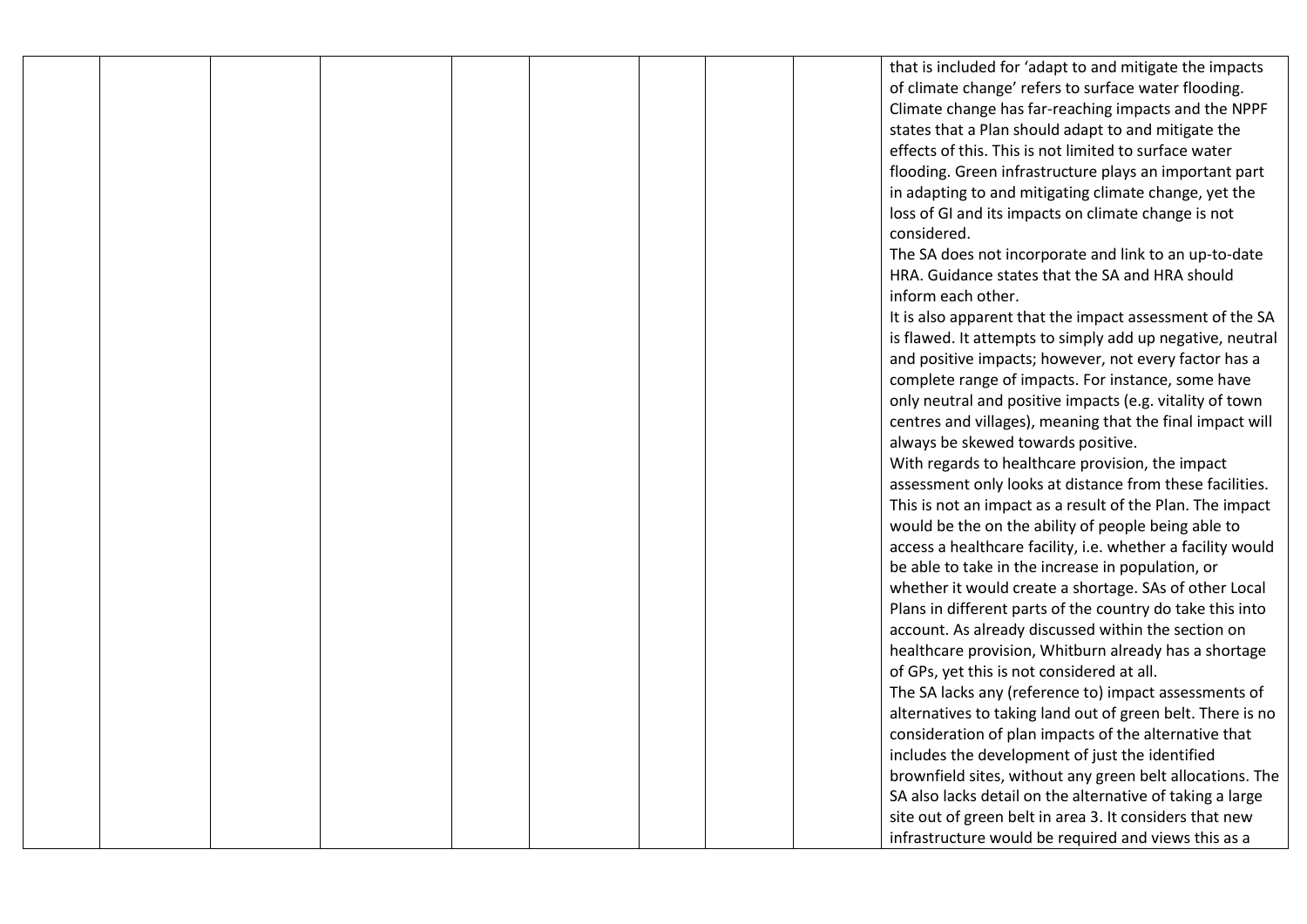| | | | | | | | | | |
|---|---|---|---|---|---|---|---|---|---|
| | | | | | | | | | that is included for 'adapt to and mitigate the impacts of climate change' refers to surface water flooding. Climate change has far-reaching impacts and the NPPF states that a Plan should adapt to and mitigate the effects of this. This is not limited to surface water flooding. Green infrastructure plays an important part in adapting to and mitigating climate change, yet the loss of GI and its impacts on climate change is not considered.<br>The SA does not incorporate and link to an up-to-date HRA. Guidance states that the SA and HRA should inform each other.<br>It is also apparent that the impact assessment of the SA is flawed. It attempts to simply add up negative, neutral and positive impacts; however, not every factor has a complete range of impacts. For instance, some have only neutral and positive impacts (e.g. vitality of town centres and villages), meaning that the final impact will always be skewed towards positive.<br>With regards to healthcare provision, the impact assessment only looks at distance from these facilities. This is not an impact as a result of the Plan. The impact would be the on the ability of people being able to access a healthcare facility, i.e. whether a facility would be able to take in the increase in population, or whether it would create a shortage. SAs of other Local Plans in different parts of the country do take this into account. As already discussed within the section on healthcare provision, Whitburn already has a shortage of GPs, yet this is not considered at all.<br>The SA lacks any (reference to) impact assessments of alternatives to taking land out of green belt. There is no consideration of plan impacts of the alternative that includes the development of just the identified brownfield sites, without any green belt allocations. The SA also lacks detail on the alternative of taking a large site out of green belt in area 3. It considers that new infrastructure would be required and views this as a |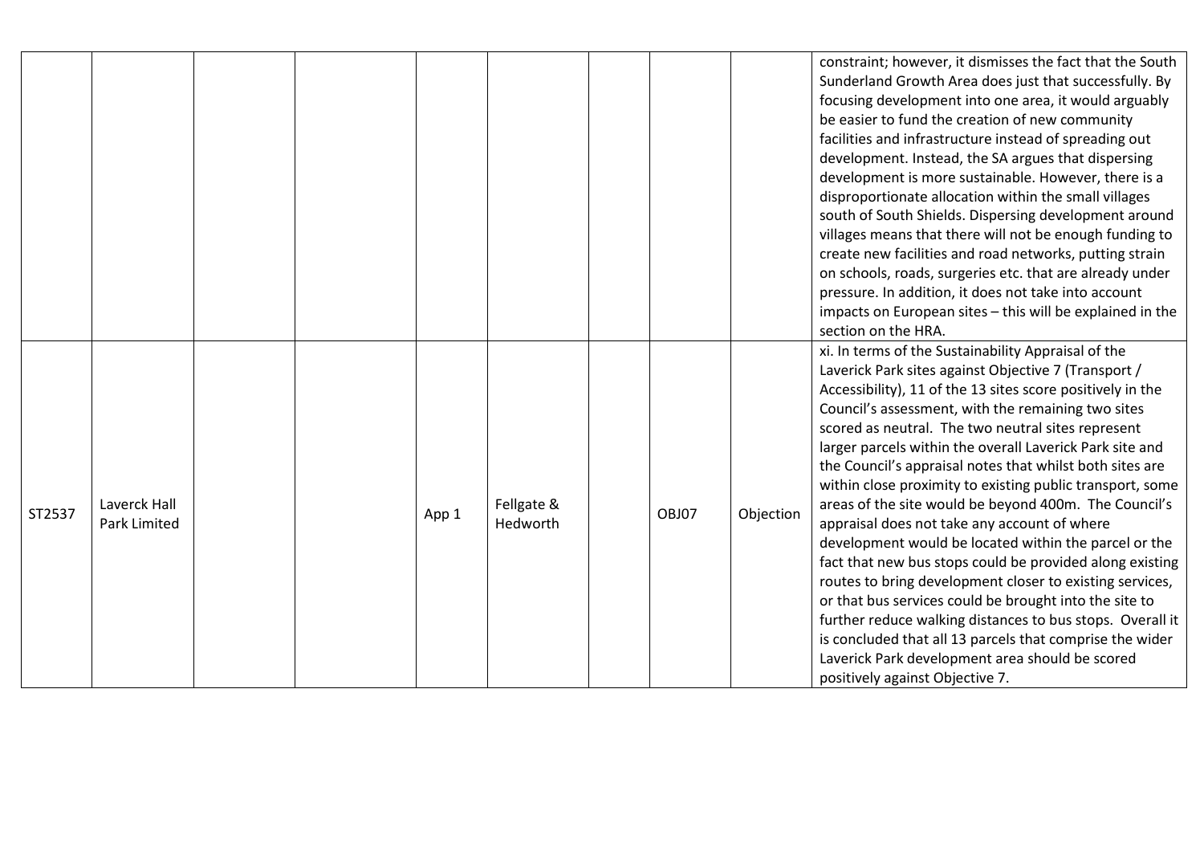| | | | | | | | | | |
|---|---|---|---|---|---|---|---|---|---|
| | | | | | | | | | constraint; however, it dismisses the fact that the South Sunderland Growth Area does just that successfully. By focusing development into one area, it would arguably be easier to fund the creation of new community facilities and infrastructure instead of spreading out development. Instead, the SA argues that dispersing development is more sustainable. However, there is a disproportionate allocation within the small villages south of South Shields. Dispersing development around villages means that there will not be enough funding to create new facilities and road networks, putting strain on schools, roads, surgeries etc. that are already under pressure. In addition, it does not take into account impacts on European sites – this will be explained in the section on the HRA. |
| ST2537 | Laverck Hall Park Limited | | | App 1 | Fellgate & Hedworth | | OBJ07 | Objection | xi. In terms of the Sustainability Appraisal of the Laverick Park sites against Objective 7 (Transport / Accessibility), 11 of the 13 sites score positively in the Council's assessment, with the remaining two sites scored as neutral. The two neutral sites represent larger parcels within the overall Laverick Park site and the Council's appraisal notes that whilst both sites are within close proximity to existing public transport, some areas of the site would be beyond 400m. The Council's appraisal does not take any account of where development would be located within the parcel or the fact that new bus stops could be provided along existing routes to bring development closer to existing services, or that bus services could be brought into the site to further reduce walking distances to bus stops. Overall it is concluded that all 13 parcels that comprise the wider Laverick Park development area should be scored positively against Objective 7. |